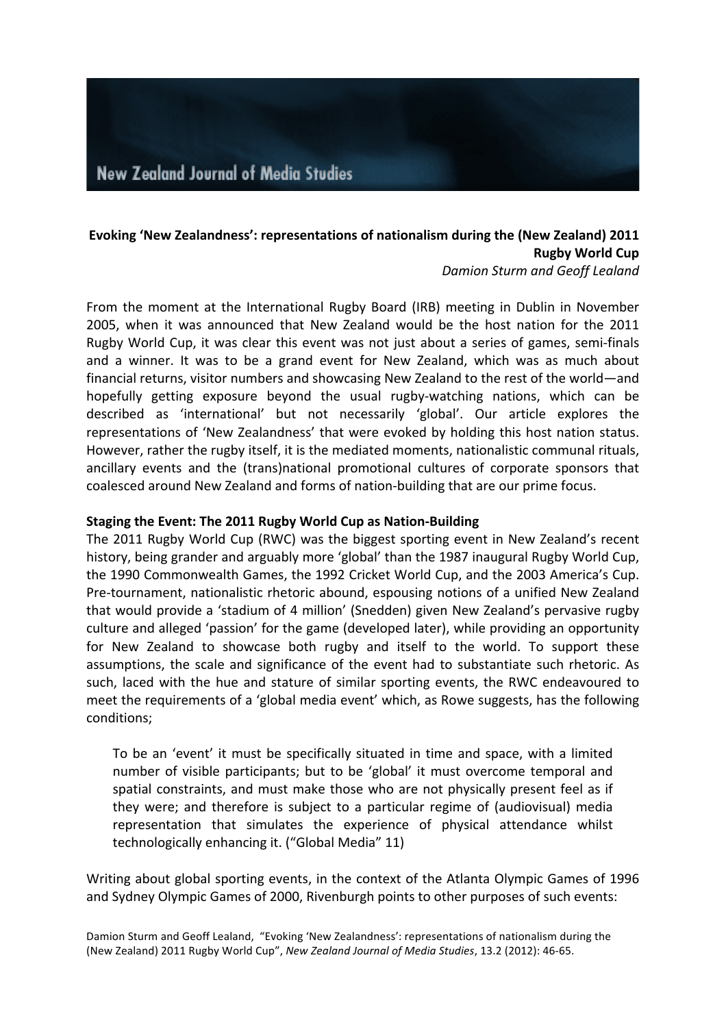# Evoking 'New Zealandness': representations of nationalism during the (New Zealand) 2011 Rugby World Cup

*Damion Sturm and Geoff Lealand*

From the moment at the International Rugby Board (IRB) meeting in Dublin in November 2005, when it was announced that New Zealand would be the host nation for the 2011 Rugby World Cup, it was clear this event was not just about a series of games, semi-finals and a winner. It was to be a grand event for New Zealand, which was as much about financial returns, visitor numbers and showcasing New Zealand to the rest of the world—and hopefully getting exposure beyond the usual rugby-watching nations, which can be described as 'international' but not necessarily 'global'. Our article explores the representations of 'New Zealandness' that were evoked by holding this host nation status. However, rather the rugby itself, it is the mediated moments, nationalistic communal rituals, ancillary events and the (trans)national promotional cultures of corporate sponsors that coalesced around New Zealand and forms of nation-building that are our prime focus.

## Staging the Event: The 2011 Rugby World Cup as Nation-Building

The 2011 Rugby World Cup (RWC) was the biggest sporting event in New Zealand's recent history, being grander and arguably more 'global' than the 1987 inaugural Rugby World Cup, the 1990 Commonwealth Games, the 1992 Cricket World Cup, and the 2003 America's Cup. Pre-tournament, nationalistic rhetoric abound, espousing notions of a unified New Zealand that would provide a 'stadium of 4 million' (Snedden) given New Zealand's pervasive rugby culture and alleged 'passion' for the game (developed later), while providing an opportunity for New Zealand to showcase both rugby and itself to the world. To support these assumptions, the scale and significance of the event had to substantiate such rhetoric. As such, laced with the hue and stature of similar sporting events, the RWC endeavoured to meet the requirements of a 'global media event' which, as Rowe suggests, has the following conditions;

> To be an 'event' it must be specifically situated in time and space, with a limited number of visible participants; but to be 'global' it must overcome temporal and spatial constraints, and must make those who are not physically present feel as if they were; and therefore is subject to a particular regime of (audiovisual) media representation that simulates the experience of physical attendance whilst technologically enhancing it. ("Global Media" 11)

Writing about global sporting events, in the context of the Atlanta Olympic Games of 1996 and Sydney Olympic Games of 2000, Rivenburgh points to other purposes of such events: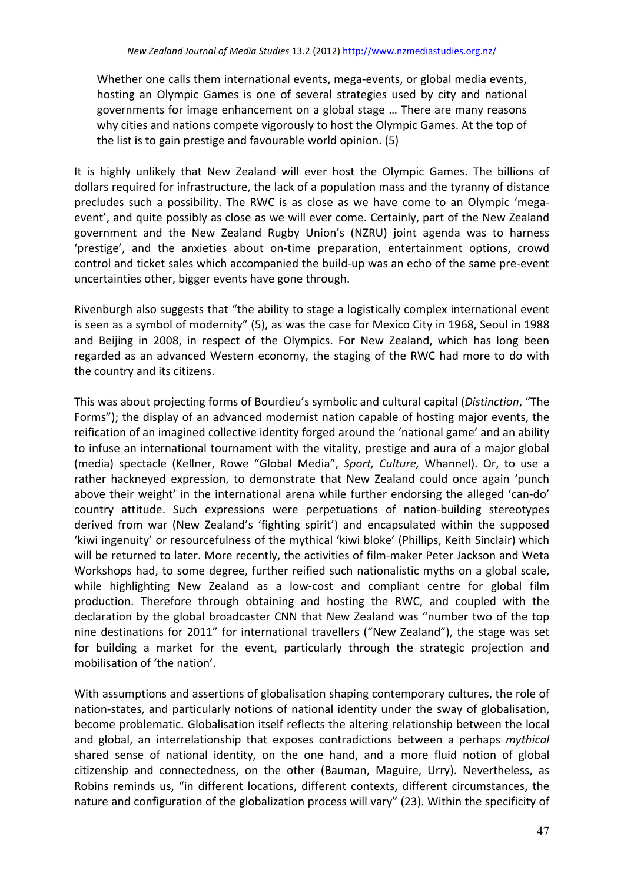> Whether one calls them international events, mega-events, or global media events, hosting an Olympic Games is one of several strategies used by city and national governments for image enhancement on a global stage … There are many reasons why cities and nations compete vigorously to host the Olympic Games. At the top of the list is to gain prestige and favourable world opinion. (5)

It is highly unlikely that New Zealand will ever host the Olympic Games. The billions of dollars required for infrastructure, the lack of a population mass and the tyranny of distance precludes such a possibility. The RWC is as close as we have come to an Olympic 'mega-event', and quite possibly as close as we will ever come. Certainly, part of the New Zealand government and the New Zealand Rugby Union's (NZRU) joint agenda was to harness 'prestige', and the anxieties about on-time preparation, entertainment options, crowd control and ticket sales which accompanied the build-up was an echo of the same pre-event uncertainties other, bigger events have gone through.

Rivenburgh also suggests that "the ability to stage a logistically complex international event is seen as a symbol of modernity" (5), as was the case for Mexico City in 1968, Seoul in 1988 and Beijing in 2008, in respect of the Olympics. For New Zealand, which has long been regarded as an advanced Western economy, the staging of the RWC had more to do with the country and its citizens.

This was about projecting forms of Bourdieu's symbolic and cultural capital (*Distinction*, "The Forms"); the display of an advanced modernist nation capable of hosting major events, the reification of an imagined collective identity forged around the 'national game' and an ability to infuse an international tournament with the vitality, prestige and aura of a major global (media) spectacle (Kellner, Rowe "Global Media", *Sport, Culture,* Whannel). Or, to use a rather hackneyed expression, to demonstrate that New Zealand could once again 'punch above their weight' in the international arena while further endorsing the alleged 'can-do' country attitude. Such expressions were perpetuations of nation-building stereotypes derived from war (New Zealand's 'fighting spirit') and encapsulated within the supposed 'kiwi ingenuity' or resourcefulness of the mythical 'kiwi bloke' (Phillips, Keith Sinclair) which will be returned to later. More recently, the activities of film-maker Peter Jackson and Weta Workshops had, to some degree, further reified such nationalistic myths on a global scale, while highlighting New Zealand as a low-cost and compliant centre for global film production. Therefore through obtaining and hosting the RWC, and coupled with the declaration by the global broadcaster CNN that New Zealand was "number two of the top nine destinations for 2011" for international travellers ("New Zealand"), the stage was set for building a market for the event, particularly through the strategic projection and mobilisation of 'the nation'.

With assumptions and assertions of globalisation shaping contemporary cultures, the role of nation-states, and particularly notions of national identity under the sway of globalisation, become problematic. Globalisation itself reflects the altering relationship between the local and global, an interrelationship that exposes contradictions between a perhaps *mythical* shared sense of national identity, on the one hand, and a more fluid notion of global citizenship and connectedness, on the other (Bauman, Maguire, Urry). Nevertheless, as Robins reminds us, "in different locations, different contexts, different circumstances, the nature and configuration of the globalization process will vary" (23). Within the specificity of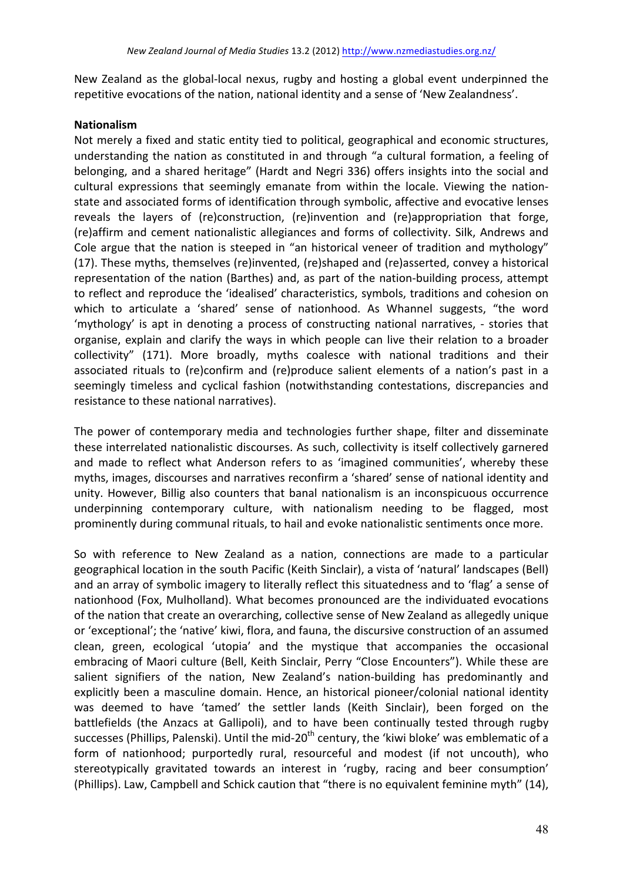New Zealand as the global-local nexus, rugby and hosting a global event underpinned the repetitive evocations of the nation, national identity and a sense of 'New Zealandness'.

**Nationalism**

Not merely a fixed and static entity tied to political, geographical and economic structures, understanding the nation as constituted in and through "a cultural formation, a feeling of belonging, and a shared heritage" (Hardt and Negri 336) offers insights into the social and cultural expressions that seemingly emanate from within the locale. Viewing the nation-state and associated forms of identification through symbolic, affective and evocative lenses reveals the layers of (re)construction, (re)invention and (re)appropriation that forge, (re)affirm and cement nationalistic allegiances and forms of collectivity. Silk, Andrews and Cole argue that the nation is steeped in "an historical veneer of tradition and mythology" (17). These myths, themselves (re)invented, (re)shaped and (re)asserted, convey a historical representation of the nation (Barthes) and, as part of the nation-building process, attempt to reflect and reproduce the 'idealised' characteristics, symbols, traditions and cohesion on which to articulate a 'shared' sense of nationhood. As Whannel suggests, "the word 'mythology' is apt in denoting a process of constructing national narratives, - stories that organise, explain and clarify the ways in which people can live their relation to a broader collectivity" (171). More broadly, myths coalesce with national traditions and their associated rituals to (re)confirm and (re)produce salient elements of a nation's past in a seemingly timeless and cyclical fashion (notwithstanding contestations, discrepancies and resistance to these national narratives).

The power of contemporary media and technologies further shape, filter and disseminate these interrelated nationalistic discourses. As such, collectivity is itself collectively garnered and made to reflect what Anderson refers to as 'imagined communities', whereby these myths, images, discourses and narratives reconfirm a 'shared' sense of national identity and unity. However, Billig also counters that banal nationalism is an inconspicuous occurrence underpinning contemporary culture, with nationalism needing to be flagged, most prominently during communal rituals, to hail and evoke nationalistic sentiments once more.

So with reference to New Zealand as a nation, connections are made to a particular geographical location in the south Pacific (Keith Sinclair), a vista of 'natural' landscapes (Bell) and an array of symbolic imagery to literally reflect this situatedness and to 'flag' a sense of nationhood (Fox, Mulholland). What becomes pronounced are the individuated evocations of the nation that create an overarching, collective sense of New Zealand as allegedly unique or 'exceptional'; the 'native' kiwi, flora, and fauna, the discursive construction of an assumed clean, green, ecological 'utopia' and the mystique that accompanies the occasional embracing of Maori culture (Bell, Keith Sinclair, Perry "Close Encounters"). While these are salient signifiers of the nation, New Zealand's nation-building has predominantly and explicitly been a masculine domain. Hence, an historical pioneer/colonial national identity was deemed to have 'tamed' the settler lands (Keith Sinclair), been forged on the battlefields (the Anzacs at Gallipoli), and to have been continually tested through rugby successes (Phillips, Palenski). Until the mid-20th century, the 'kiwi bloke' was emblematic of a form of nationhood; purportedly rural, resourceful and modest (if not uncouth), who stereotypically gravitated towards an interest in 'rugby, racing and beer consumption' (Phillips). Law, Campbell and Schick caution that "there is no equivalent feminine myth" (14),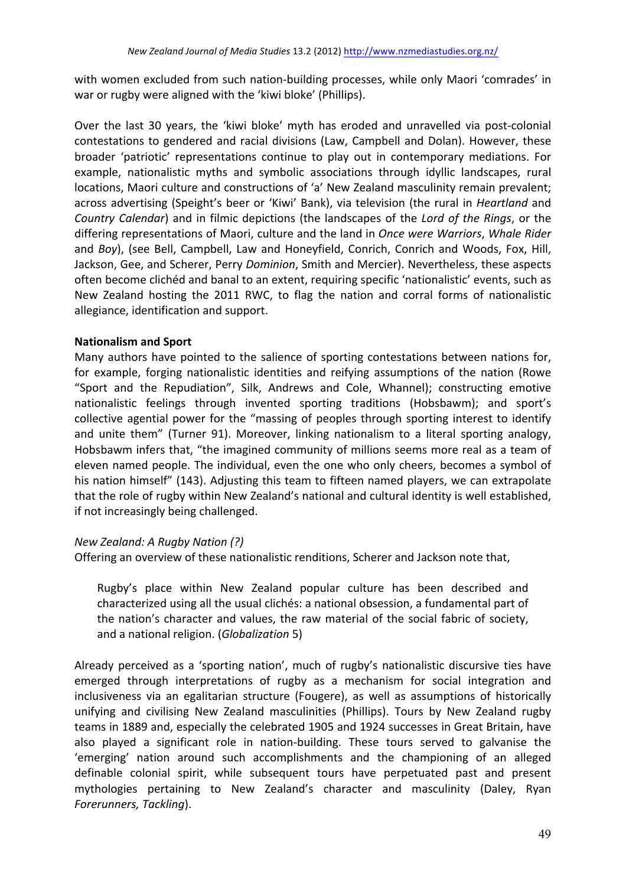with women excluded from such nation-building processes, while only Maori 'comrades' in war or rugby were aligned with the 'kiwi bloke' (Phillips).

Over the last 30 years, the 'kiwi bloke' myth has eroded and unravelled via post-colonial contestations to gendered and racial divisions (Law, Campbell and Dolan). However, these broader 'patriotic' representations continue to play out in contemporary mediations. For example, nationalistic myths and symbolic associations through idyllic landscapes, rural locations, Maori culture and constructions of 'a' New Zealand masculinity remain prevalent; across advertising (Speight's beer or 'Kiwi' Bank), via television (the rural in *Heartland* and *Country Calendar*) and in filmic depictions (the landscapes of the *Lord of the Rings*, or the differing representations of Maori, culture and the land in *Once were Warriors*, *Whale Rider* and *Boy*), (see Bell, Campbell, Law and Honeyfield, Conrich, Conrich and Woods, Fox, Hill, Jackson, Gee, and Scherer, Perry *Dominion*, Smith and Mercier). Nevertheless, these aspects often become clichéd and banal to an extent, requiring specific 'nationalistic' events, such as New Zealand hosting the 2011 RWC, to flag the nation and corral forms of nationalistic allegiance, identification and support.

## Nationalism and Sport

Many authors have pointed to the salience of sporting contestations between nations for, for example, forging nationalistic identities and reifying assumptions of the nation (Rowe "Sport and the Repudiation", Silk, Andrews and Cole, Whannel); constructing emotive nationalistic feelings through invented sporting traditions (Hobsbawm); and sport's collective agential power for the "massing of peoples through sporting interest to identify and unite them" (Turner 91). Moreover, linking nationalism to a literal sporting analogy, Hobsbawm infers that, "the imagined community of millions seems more real as a team of eleven named people. The individual, even the one who only cheers, becomes a symbol of his nation himself" (143). Adjusting this team to fifteen named players, we can extrapolate that the role of rugby within New Zealand's national and cultural identity is well established, if not increasingly being challenged.

### *New Zealand: A Rugby Nation (?)*

Offering an overview of these nationalistic renditions, Scherer and Jackson note that,

> Rugby's place within New Zealand popular culture has been described and characterized using all the usual clichés: a national obsession, a fundamental part of the nation's character and values, the raw material of the social fabric of society, and a national religion. (*Globalization* 5)

Already perceived as a 'sporting nation', much of rugby's nationalistic discursive ties have emerged through interpretations of rugby as a mechanism for social integration and inclusiveness via an egalitarian structure (Fougere), as well as assumptions of historically unifying and civilising New Zealand masculinities (Phillips). Tours by New Zealand rugby teams in 1889 and, especially the celebrated 1905 and 1924 successes in Great Britain, have also played a significant role in nation-building. These tours served to galvanise the 'emerging' nation around such accomplishments and the championing of an alleged definable colonial spirit, while subsequent tours have perpetuated past and present mythologies pertaining to New Zealand's character and masculinity (Daley, Ryan *Forerunners, Tackling*).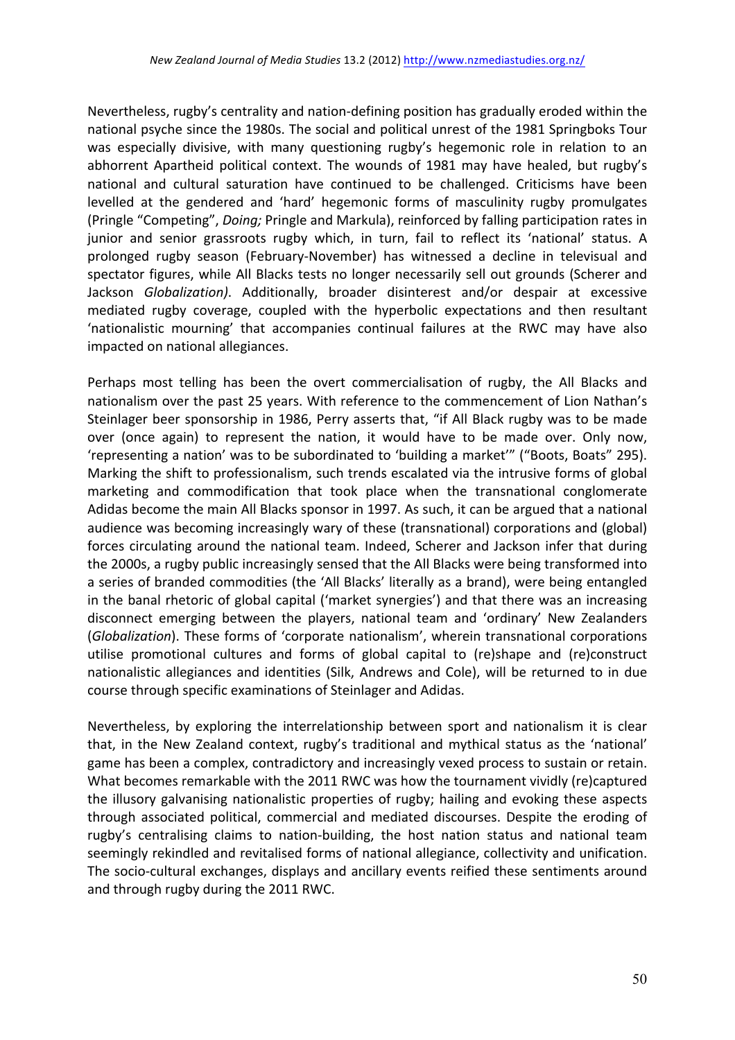Nevertheless, rugby's centrality and nation-defining position has gradually eroded within the national psyche since the 1980s. The social and political unrest of the 1981 Springboks Tour was especially divisive, with many questioning rugby's hegemonic role in relation to an abhorrent Apartheid political context. The wounds of 1981 may have healed, but rugby's national and cultural saturation have continued to be challenged. Criticisms have been levelled at the gendered and 'hard' hegemonic forms of masculinity rugby promulgates (Pringle "Competing", *Doing;* Pringle and Markula), reinforced by falling participation rates in junior and senior grassroots rugby which, in turn, fail to reflect its 'national' status. A prolonged rugby season (February-November) has witnessed a decline in televisual and spectator figures, while All Blacks tests no longer necessarily sell out grounds (Scherer and Jackson *Globalization)*. Additionally, broader disinterest and/or despair at excessive mediated rugby coverage, coupled with the hyperbolic expectations and then resultant 'nationalistic mourning' that accompanies continual failures at the RWC may have also impacted on national allegiances.

Perhaps most telling has been the overt commercialisation of rugby, the All Blacks and nationalism over the past 25 years. With reference to the commencement of Lion Nathan's Steinlager beer sponsorship in 1986, Perry asserts that, "if All Black rugby was to be made over (once again) to represent the nation, it would have to be made over. Only now, 'representing a nation' was to be subordinated to 'building a market'" ("Boots, Boats" 295). Marking the shift to professionalism, such trends escalated via the intrusive forms of global marketing and commodification that took place when the transnational conglomerate Adidas become the main All Blacks sponsor in 1997. As such, it can be argued that a national audience was becoming increasingly wary of these (transnational) corporations and (global) forces circulating around the national team. Indeed, Scherer and Jackson infer that during the 2000s, a rugby public increasingly sensed that the All Blacks were being transformed into a series of branded commodities (the 'All Blacks' literally as a brand), were being entangled in the banal rhetoric of global capital ('market synergies') and that there was an increasing disconnect emerging between the players, national team and 'ordinary' New Zealanders (*Globalization*). These forms of 'corporate nationalism', wherein transnational corporations utilise promotional cultures and forms of global capital to (re)shape and (re)construct nationalistic allegiances and identities (Silk, Andrews and Cole), will be returned to in due course through specific examinations of Steinlager and Adidas.

Nevertheless, by exploring the interrelationship between sport and nationalism it is clear that, in the New Zealand context, rugby's traditional and mythical status as the 'national' game has been a complex, contradictory and increasingly vexed process to sustain or retain. What becomes remarkable with the 2011 RWC was how the tournament vividly (re)captured the illusory galvanising nationalistic properties of rugby; hailing and evoking these aspects through associated political, commercial and mediated discourses. Despite the eroding of rugby's centralising claims to nation-building, the host nation status and national team seemingly rekindled and revitalised forms of national allegiance, collectivity and unification. The socio-cultural exchanges, displays and ancillary events reified these sentiments around and through rugby during the 2011 RWC.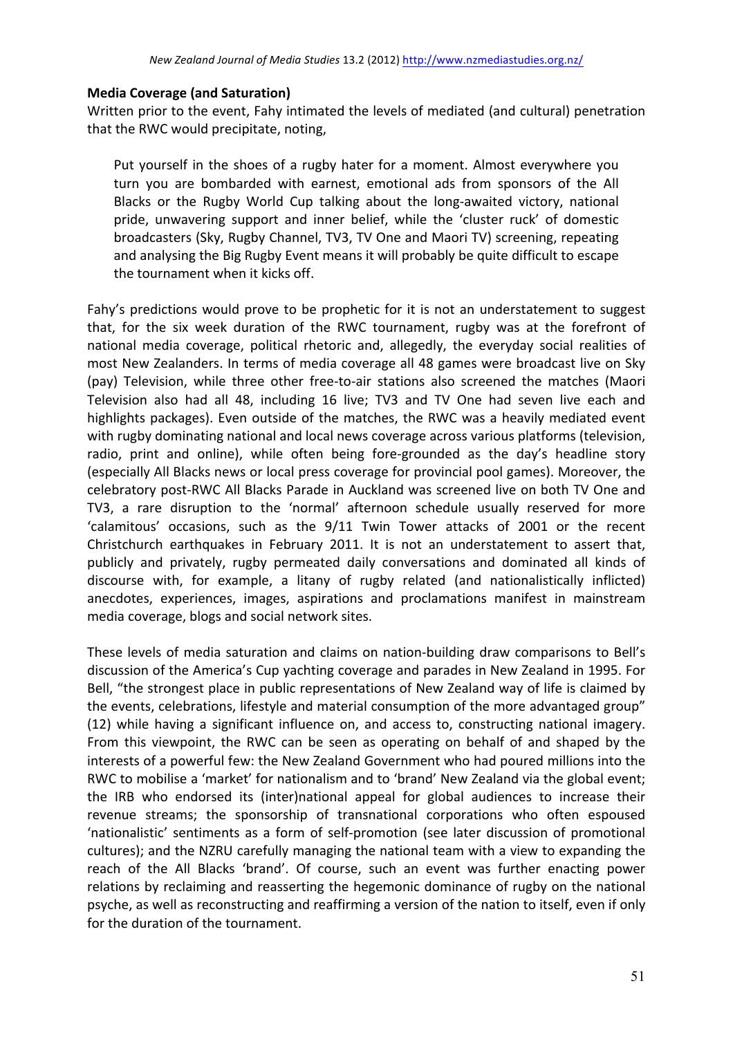**Media Coverage (and Saturation)**

Written prior to the event, Fahy intimated the levels of mediated (and cultural) penetration that the RWC would precipitate, noting,

> Put yourself in the shoes of a rugby hater for a moment. Almost everywhere you turn you are bombarded with earnest, emotional ads from sponsors of the All Blacks or the Rugby World Cup talking about the long-awaited victory, national pride, unwavering support and inner belief, while the 'cluster ruck' of domestic broadcasters (Sky, Rugby Channel, TV3, TV One and Maori TV) screening, repeating and analysing the Big Rugby Event means it will probably be quite difficult to escape the tournament when it kicks off.

Fahy's predictions would prove to be prophetic for it is not an understatement to suggest that, for the six week duration of the RWC tournament, rugby was at the forefront of national media coverage, political rhetoric and, allegedly, the everyday social realities of most New Zealanders. In terms of media coverage all 48 games were broadcast live on Sky (pay) Television, while three other free-to-air stations also screened the matches (Maori Television also had all 48, including 16 live; TV3 and TV One had seven live each and highlights packages). Even outside of the matches, the RWC was a heavily mediated event with rugby dominating national and local news coverage across various platforms (television, radio, print and online), while often being fore-grounded as the day's headline story (especially All Blacks news or local press coverage for provincial pool games). Moreover, the celebratory post-RWC All Blacks Parade in Auckland was screened live on both TV One and TV3, a rare disruption to the 'normal' afternoon schedule usually reserved for more 'calamitous' occasions, such as the 9/11 Twin Tower attacks of 2001 or the recent Christchurch earthquakes in February 2011. It is not an understatement to assert that, publicly and privately, rugby permeated daily conversations and dominated all kinds of discourse with, for example, a litany of rugby related (and nationalistically inflicted) anecdotes, experiences, images, aspirations and proclamations manifest in mainstream media coverage, blogs and social network sites.

These levels of media saturation and claims on nation-building draw comparisons to Bell's discussion of the America's Cup yachting coverage and parades in New Zealand in 1995. For Bell, "the strongest place in public representations of New Zealand way of life is claimed by the events, celebrations, lifestyle and material consumption of the more advantaged group" (12) while having a significant influence on, and access to, constructing national imagery. From this viewpoint, the RWC can be seen as operating on behalf of and shaped by the interests of a powerful few: the New Zealand Government who had poured millions into the RWC to mobilise a 'market' for nationalism and to 'brand' New Zealand via the global event; the IRB who endorsed its (inter)national appeal for global audiences to increase their revenue streams; the sponsorship of transnational corporations who often espoused 'nationalistic' sentiments as a form of self-promotion (see later discussion of promotional cultures); and the NZRU carefully managing the national team with a view to expanding the reach of the All Blacks 'brand'. Of course, such an event was further enacting power relations by reclaiming and reasserting the hegemonic dominance of rugby on the national psyche, as well as reconstructing and reaffirming a version of the nation to itself, even if only for the duration of the tournament.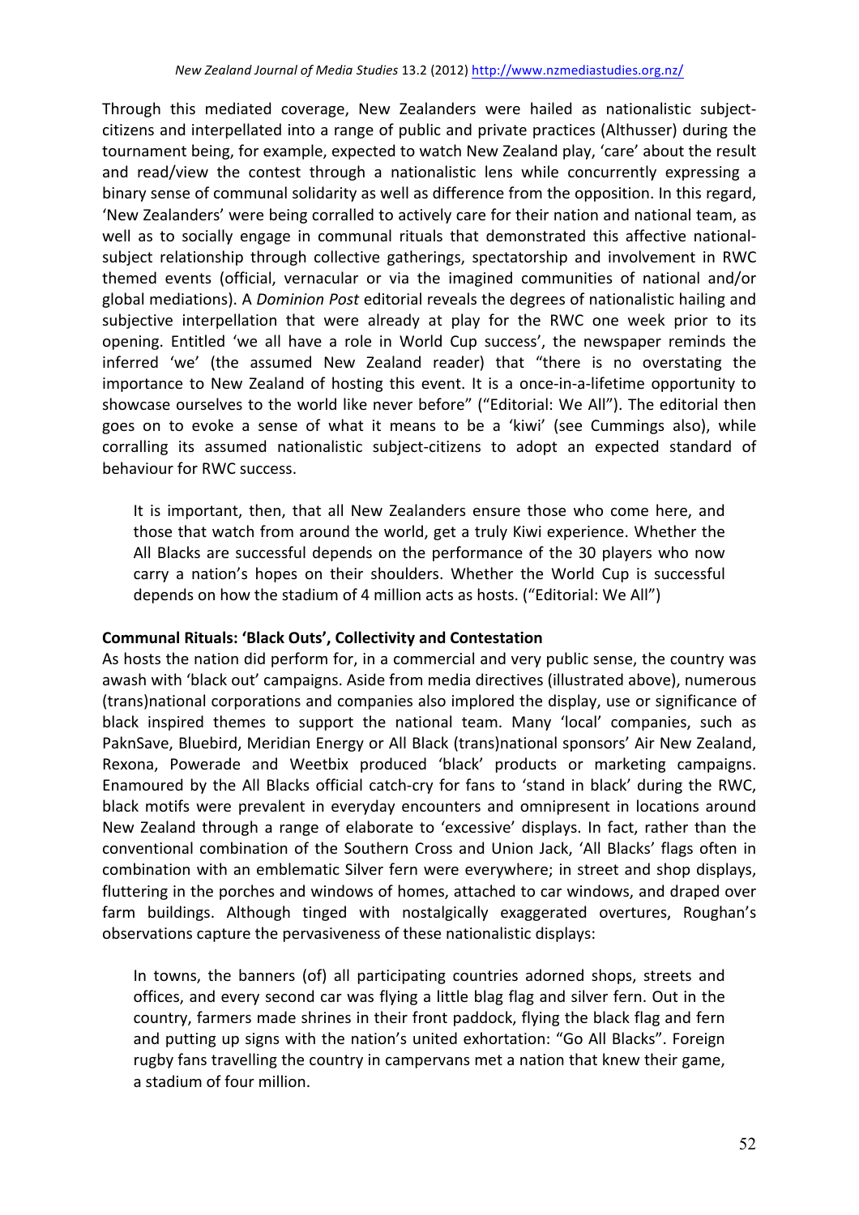Through this mediated coverage, New Zealanders were hailed as nationalistic subject-citizens and interpellated into a range of public and private practices (Althusser) during the tournament being, for example, expected to watch New Zealand play, 'care' about the result and read/view the contest through a nationalistic lens while concurrently expressing a binary sense of communal solidarity as well as difference from the opposition. In this regard, 'New Zealanders' were being corralled to actively care for their nation and national team, as well as to socially engage in communal rituals that demonstrated this affective national-subject relationship through collective gatherings, spectatorship and involvement in RWC themed events (official, vernacular or via the imagined communities of national and/or global mediations). A *Dominion Post* editorial reveals the degrees of nationalistic hailing and subjective interpellation that were already at play for the RWC one week prior to its opening. Entitled 'we all have a role in World Cup success', the newspaper reminds the inferred 'we' (the assumed New Zealand reader) that "there is no overstating the importance to New Zealand of hosting this event. It is a once-in-a-lifetime opportunity to showcase ourselves to the world like never before" ("Editorial: We All"). The editorial then goes on to evoke a sense of what it means to be a 'kiwi' (see Cummings also), while corralling its assumed nationalistic subject-citizens to adopt an expected standard of behaviour for RWC success.

> It is important, then, that all New Zealanders ensure those who come here, and those that watch from around the world, get a truly Kiwi experience. Whether the All Blacks are successful depends on the performance of the 30 players who now carry a nation's hopes on their shoulders. Whether the World Cup is successful depends on how the stadium of 4 million acts as hosts. ("Editorial: We All")

**Communal Rituals: 'Black Outs', Collectivity and Contestation**

As hosts the nation did perform for, in a commercial and very public sense, the country was awash with 'black out' campaigns. Aside from media directives (illustrated above), numerous (trans)national corporations and companies also implored the display, use or significance of black inspired themes to support the national team. Many 'local' companies, such as PaknSave, Bluebird, Meridian Energy or All Black (trans)national sponsors' Air New Zealand, Rexona, Powerade and Weetbix produced 'black' products or marketing campaigns. Enamoured by the All Blacks official catch-cry for fans to 'stand in black' during the RWC, black motifs were prevalent in everyday encounters and omnipresent in locations around New Zealand through a range of elaborate to 'excessive' displays. In fact, rather than the conventional combination of the Southern Cross and Union Jack, 'All Blacks' flags often in combination with an emblematic Silver fern were everywhere; in street and shop displays, fluttering in the porches and windows of homes, attached to car windows, and draped over farm buildings. Although tinged with nostalgically exaggerated overtures, Roughan's observations capture the pervasiveness of these nationalistic displays:

> In towns, the banners (of) all participating countries adorned shops, streets and offices, and every second car was flying a little blag flag and silver fern. Out in the country, farmers made shrines in their front paddock, flying the black flag and fern and putting up signs with the nation's united exhortation: "Go All Blacks". Foreign rugby fans travelling the country in campervans met a nation that knew their game, a stadium of four million.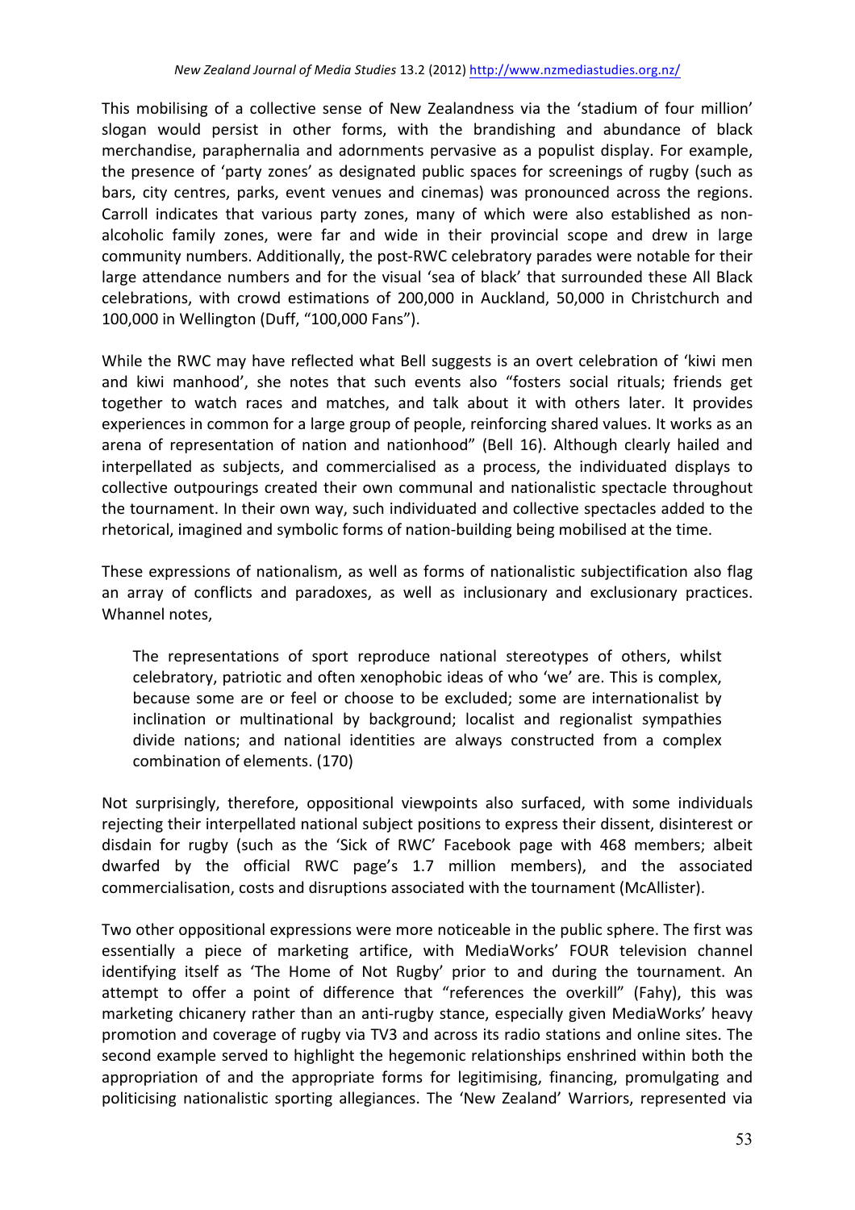This mobilising of a collective sense of New Zealandness via the 'stadium of four million' slogan would persist in other forms, with the brandishing and abundance of black merchandise, paraphernalia and adornments pervasive as a populist display. For example, the presence of 'party zones' as designated public spaces for screenings of rugby (such as bars, city centres, parks, event venues and cinemas) was pronounced across the regions. Carroll indicates that various party zones, many of which were also established as non-alcoholic family zones, were far and wide in their provincial scope and drew in large community numbers. Additionally, the post-RWC celebratory parades were notable for their large attendance numbers and for the visual 'sea of black' that surrounded these All Black celebrations, with crowd estimations of 200,000 in Auckland, 50,000 in Christchurch and 100,000 in Wellington (Duff, "100,000 Fans").

While the RWC may have reflected what Bell suggests is an overt celebration of 'kiwi men and kiwi manhood', she notes that such events also "fosters social rituals; friends get together to watch races and matches, and talk about it with others later. It provides experiences in common for a large group of people, reinforcing shared values. It works as an arena of representation of nation and nationhood" (Bell 16). Although clearly hailed and interpellated as subjects, and commercialised as a process, the individuated displays to collective outpourings created their own communal and nationalistic spectacle throughout the tournament. In their own way, such individuated and collective spectacles added to the rhetorical, imagined and symbolic forms of nation-building being mobilised at the time.

These expressions of nationalism, as well as forms of nationalistic subjectification also flag an array of conflicts and paradoxes, as well as inclusionary and exclusionary practices. Whannel notes,

> The representations of sport reproduce national stereotypes of others, whilst celebratory, patriotic and often xenophobic ideas of who 'we' are. This is complex, because some are or feel or choose to be excluded; some are internationalist by inclination or multinational by background; localist and regionalist sympathies divide nations; and national identities are always constructed from a complex combination of elements. (170)

Not surprisingly, therefore, oppositional viewpoints also surfaced, with some individuals rejecting their interpellated national subject positions to express their dissent, disinterest or disdain for rugby (such as the 'Sick of RWC' Facebook page with 468 members; albeit dwarfed by the official RWC page's 1.7 million members), and the associated commercialisation, costs and disruptions associated with the tournament (McAllister).

Two other oppositional expressions were more noticeable in the public sphere. The first was essentially a piece of marketing artifice, with MediaWorks' FOUR television channel identifying itself as 'The Home of Not Rugby' prior to and during the tournament. An attempt to offer a point of difference that "references the overkill" (Fahy), this was marketing chicanery rather than an anti-rugby stance, especially given MediaWorks' heavy promotion and coverage of rugby via TV3 and across its radio stations and online sites. The second example served to highlight the hegemonic relationships enshrined within both the appropriation of and the appropriate forms for legitimising, financing, promulgating and politicising nationalistic sporting allegiances. The 'New Zealand' Warriors, represented via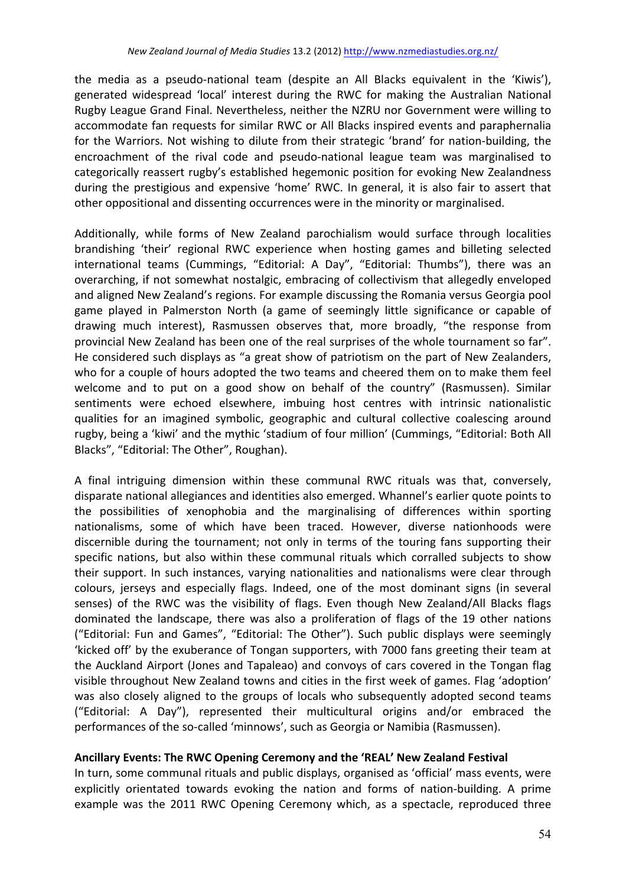the media as a pseudo-national team (despite an All Blacks equivalent in the 'Kiwis'), generated widespread 'local' interest during the RWC for making the Australian National Rugby League Grand Final. Nevertheless, neither the NZRU nor Government were willing to accommodate fan requests for similar RWC or All Blacks inspired events and paraphernalia for the Warriors. Not wishing to dilute from their strategic 'brand' for nation-building, the encroachment of the rival code and pseudo-national league team was marginalised to categorically reassert rugby's established hegemonic position for evoking New Zealandness during the prestigious and expensive 'home' RWC. In general, it is also fair to assert that other oppositional and dissenting occurrences were in the minority or marginalised.

Additionally, while forms of New Zealand parochialism would surface through localities brandishing 'their' regional RWC experience when hosting games and billeting selected international teams (Cummings, "Editorial: A Day", "Editorial: Thumbs"), there was an overarching, if not somewhat nostalgic, embracing of collectivism that allegedly enveloped and aligned New Zealand's regions. For example discussing the Romania versus Georgia pool game played in Palmerston North (a game of seemingly little significance or capable of drawing much interest), Rasmussen observes that, more broadly, "the response from provincial New Zealand has been one of the real surprises of the whole tournament so far". He considered such displays as "a great show of patriotism on the part of New Zealanders, who for a couple of hours adopted the two teams and cheered them on to make them feel welcome and to put on a good show on behalf of the country" (Rasmussen). Similar sentiments were echoed elsewhere, imbuing host centres with intrinsic nationalistic qualities for an imagined symbolic, geographic and cultural collective coalescing around rugby, being a 'kiwi' and the mythic 'stadium of four million' (Cummings, "Editorial: Both All Blacks", "Editorial: The Other", Roughan).

A final intriguing dimension within these communal RWC rituals was that, conversely, disparate national allegiances and identities also emerged. Whannel's earlier quote points to the possibilities of xenophobia and the marginalising of differences within sporting nationalisms, some of which have been traced. However, diverse nationhoods were discernible during the tournament; not only in terms of the touring fans supporting their specific nations, but also within these communal rituals which corralled subjects to show their support. In such instances, varying nationalities and nationalisms were clear through colours, jerseys and especially flags. Indeed, one of the most dominant signs (in several senses) of the RWC was the visibility of flags. Even though New Zealand/All Blacks flags dominated the landscape, there was also a proliferation of flags of the 19 other nations ("Editorial: Fun and Games", "Editorial: The Other"). Such public displays were seemingly 'kicked off' by the exuberance of Tongan supporters, with 7000 fans greeting their team at the Auckland Airport (Jones and Tapaleao) and convoys of cars covered in the Tongan flag visible throughout New Zealand towns and cities in the first week of games. Flag 'adoption' was also closely aligned to the groups of locals who subsequently adopted second teams ("Editorial: A Day"), represented their multicultural origins and/or embraced the performances of the so-called 'minnows', such as Georgia or Namibia (Rasmussen).

**Ancillary Events: The RWC Opening Ceremony and the 'REAL' New Zealand Festival**

In turn, some communal rituals and public displays, organised as 'official' mass events, were explicitly orientated towards evoking the nation and forms of nation-building. A prime example was the 2011 RWC Opening Ceremony which, as a spectacle, reproduced three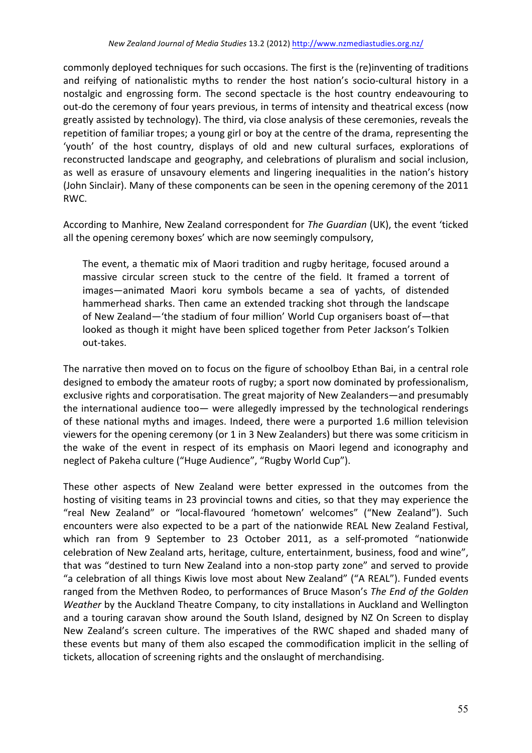commonly deployed techniques for such occasions. The first is the (re)inventing of traditions and reifying of nationalistic myths to render the host nation's socio-cultural history in a nostalgic and engrossing form. The second spectacle is the host country endeavouring to out-do the ceremony of four years previous, in terms of intensity and theatrical excess (now greatly assisted by technology). The third, via close analysis of these ceremonies, reveals the repetition of familiar tropes; a young girl or boy at the centre of the drama, representing the 'youth' of the host country, displays of old and new cultural surfaces, explorations of reconstructed landscape and geography, and celebrations of pluralism and social inclusion, as well as erasure of unsavoury elements and lingering inequalities in the nation's history (John Sinclair). Many of these components can be seen in the opening ceremony of the 2011 RWC.

According to Manhire, New Zealand correspondent for *The Guardian* (UK), the event 'ticked all the opening ceremony boxes' which are now seemingly compulsory,

> The event, a thematic mix of Maori tradition and rugby heritage, focused around a massive circular screen stuck to the centre of the field. It framed a torrent of images—animated Maori koru symbols became a sea of yachts, of distended hammerhead sharks. Then came an extended tracking shot through the landscape of New Zealand—'the stadium of four million' World Cup organisers boast of—that looked as though it might have been spliced together from Peter Jackson's Tolkien out-takes.

The narrative then moved on to focus on the figure of schoolboy Ethan Bai, in a central role designed to embody the amateur roots of rugby; a sport now dominated by professionalism, exclusive rights and corporatisation. The great majority of New Zealanders—and presumably the international audience too— were allegedly impressed by the technological renderings of these national myths and images. Indeed, there were a purported 1.6 million television viewers for the opening ceremony (or 1 in 3 New Zealanders) but there was some criticism in the wake of the event in respect of its emphasis on Maori legend and iconography and neglect of Pakeha culture ("Huge Audience", "Rugby World Cup").

These other aspects of New Zealand were better expressed in the outcomes from the hosting of visiting teams in 23 provincial towns and cities, so that they may experience the "real New Zealand" or "local-flavoured 'hometown' welcomes" ("New Zealand"). Such encounters were also expected to be a part of the nationwide REAL New Zealand Festival, which ran from 9 September to 23 October 2011, as a self-promoted "nationwide celebration of New Zealand arts, heritage, culture, entertainment, business, food and wine", that was "destined to turn New Zealand into a non-stop party zone" and served to provide "a celebration of all things Kiwis love most about New Zealand" ("A REAL"). Funded events ranged from the Methven Rodeo, to performances of Bruce Mason's *The End of the Golden Weather* by the Auckland Theatre Company, to city installations in Auckland and Wellington and a touring caravan show around the South Island, designed by NZ On Screen to display New Zealand's screen culture. The imperatives of the RWC shaped and shaded many of these events but many of them also escaped the commodification implicit in the selling of tickets, allocation of screening rights and the onslaught of merchandising.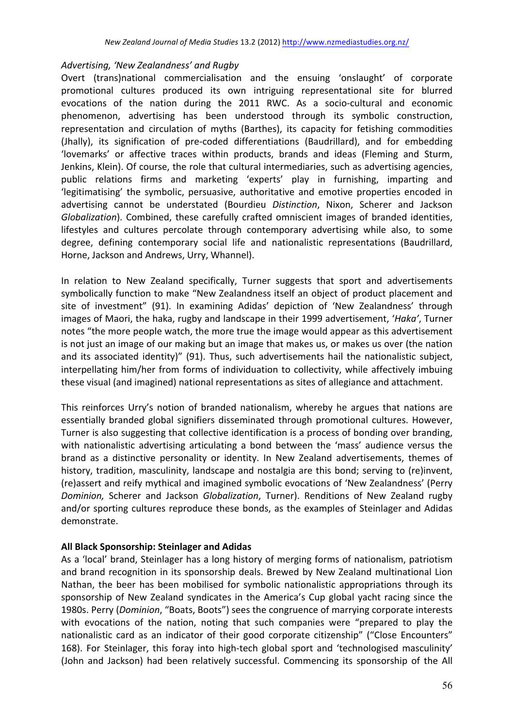*Advertising, 'New Zealandness' and Rugby*

Overt (trans)national commercialisation and the ensuing 'onslaught' of corporate promotional cultures produced its own intriguing representational site for blurred evocations of the nation during the 2011 RWC. As a socio-cultural and economic phenomenon, advertising has been understood through its symbolic construction, representation and circulation of myths (Barthes), its capacity for fetishing commodities (Jhally), its signification of pre-coded differentiations (Baudrillard), and for embedding 'lovemarks' or affective traces within products, brands and ideas (Fleming and Sturm, Jenkins, Klein). Of course, the role that cultural intermediaries, such as advertising agencies, public relations firms and marketing 'experts' play in furnishing, imparting and 'legitimatising' the symbolic, persuasive, authoritative and emotive properties encoded in advertising cannot be understated (Bourdieu *Distinction*, Nixon, Scherer and Jackson *Globalization*). Combined, these carefully crafted omniscient images of branded identities, lifestyles and cultures percolate through contemporary advertising while also, to some degree, defining contemporary social life and nationalistic representations (Baudrillard, Horne, Jackson and Andrews, Urry, Whannel).

In relation to New Zealand specifically, Turner suggests that sport and advertisements symbolically function to make "New Zealandness itself an object of product placement and site of investment" (91). In examining Adidas' depiction of 'New Zealandness' through images of Maori, the haka, rugby and landscape in their 1999 advertisement, '*Haka'*, Turner notes "the more people watch, the more true the image would appear as this advertisement is not just an image of our making but an image that makes us, or makes us over (the nation and its associated identity)" (91). Thus, such advertisements hail the nationalistic subject, interpellating him/her from forms of individuation to collectivity, while affectively imbuing these visual (and imagined) national representations as sites of allegiance and attachment.

This reinforces Urry's notion of branded nationalism, whereby he argues that nations are essentially branded global signifiers disseminated through promotional cultures. However, Turner is also suggesting that collective identification is a process of bonding over branding, with nationalistic advertising articulating a bond between the 'mass' audience versus the brand as a distinctive personality or identity. In New Zealand advertisements, themes of history, tradition, masculinity, landscape and nostalgia are this bond; serving to (re)invent, (re)assert and reify mythical and imagined symbolic evocations of 'New Zealandness' (Perry *Dominion,* Scherer and Jackson *Globalization*, Turner). Renditions of New Zealand rugby and/or sporting cultures reproduce these bonds, as the examples of Steinlager and Adidas demonstrate.

**All Black Sponsorship: Steinlager and Adidas**

As a 'local' brand, Steinlager has a long history of merging forms of nationalism, patriotism and brand recognition in its sponsorship deals. Brewed by New Zealand multinational Lion Nathan, the beer has been mobilised for symbolic nationalistic appropriations through its sponsorship of New Zealand syndicates in the America's Cup global yacht racing since the 1980s. Perry (*Dominion*, "Boats, Boots") sees the congruence of marrying corporate interests with evocations of the nation, noting that such companies were "prepared to play the nationalistic card as an indicator of their good corporate citizenship" ("Close Encounters" 168). For Steinlager, this foray into high-tech global sport and 'technologised masculinity' (John and Jackson) had been relatively successful. Commencing its sponsorship of the All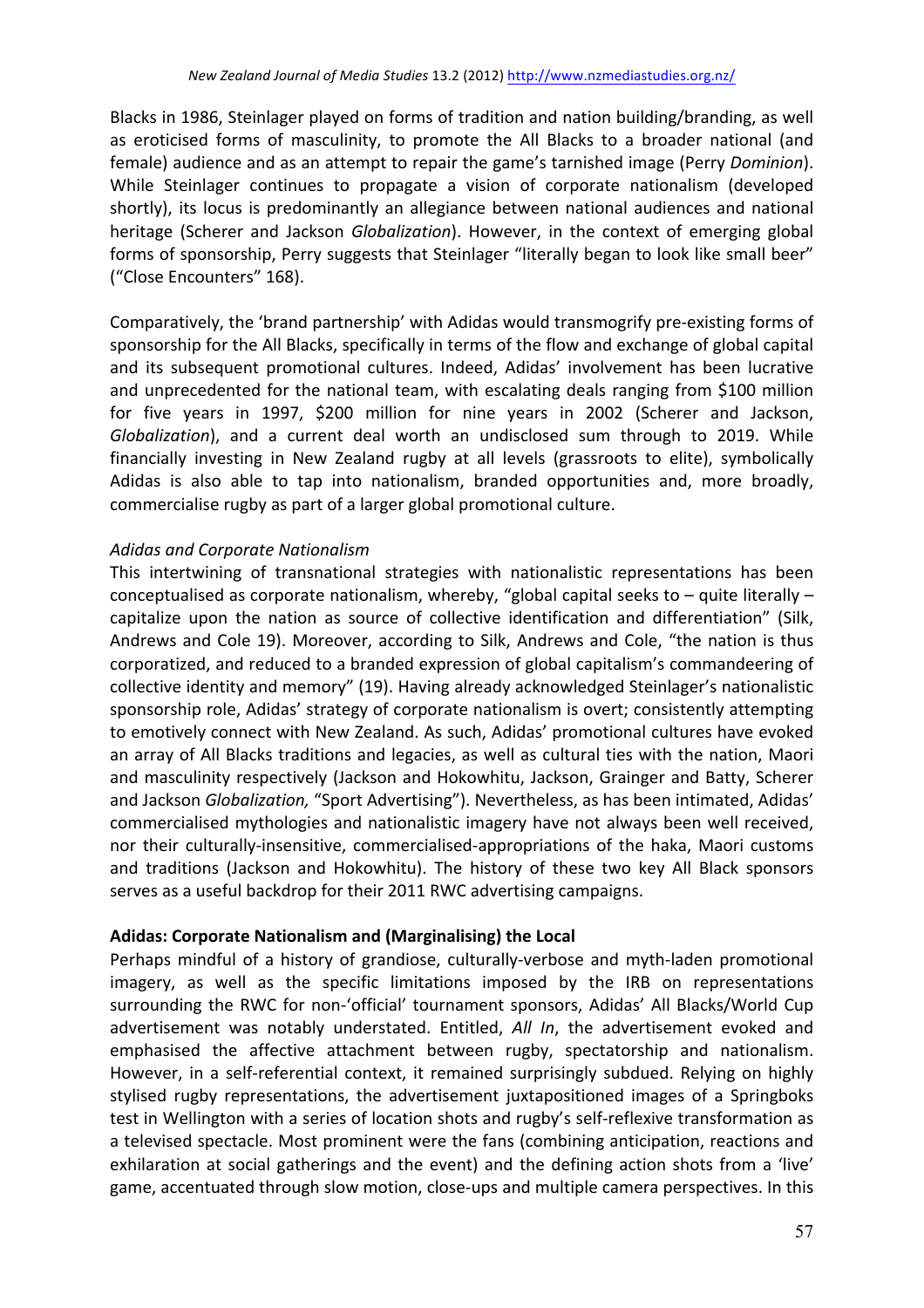Blacks in 1986, Steinlager played on forms of tradition and nation building/branding, as well as eroticised forms of masculinity, to promote the All Blacks to a broader national (and female) audience and as an attempt to repair the game's tarnished image (Perry *Dominion*). While Steinlager continues to propagate a vision of corporate nationalism (developed shortly), its locus is predominantly an allegiance between national audiences and national heritage (Scherer and Jackson *Globalization*). However, in the context of emerging global forms of sponsorship, Perry suggests that Steinlager "literally began to look like small beer" ("Close Encounters" 168).

Comparatively, the 'brand partnership' with Adidas would transmogrify pre-existing forms of sponsorship for the All Blacks, specifically in terms of the flow and exchange of global capital and its subsequent promotional cultures. Indeed, Adidas' involvement has been lucrative and unprecedented for the national team, with escalating deals ranging from $100 million for five years in 1997, $200 million for nine years in 2002 (Scherer and Jackson, *Globalization*), and a current deal worth an undisclosed sum through to 2019. While financially investing in New Zealand rugby at all levels (grassroots to elite), symbolically Adidas is also able to tap into nationalism, branded opportunities and, more broadly, commercialise rugby as part of a larger global promotional culture.

*Adidas and Corporate Nationalism*

This intertwining of transnational strategies with nationalistic representations has been conceptualised as corporate nationalism, whereby, "global capital seeks to – quite literally – capitalize upon the nation as source of collective identification and differentiation" (Silk, Andrews and Cole 19). Moreover, according to Silk, Andrews and Cole, "the nation is thus corporatized, and reduced to a branded expression of global capitalism's commandeering of collective identity and memory" (19). Having already acknowledged Steinlager's nationalistic sponsorship role, Adidas' strategy of corporate nationalism is overt; consistently attempting to emotively connect with New Zealand. As such, Adidas' promotional cultures have evoked an array of All Blacks traditions and legacies, as well as cultural ties with the nation, Maori and masculinity respectively (Jackson and Hokowhitu, Jackson, Grainger and Batty, Scherer and Jackson *Globalization,* "Sport Advertising"). Nevertheless, as has been intimated, Adidas' commercialised mythologies and nationalistic imagery have not always been well received, nor their culturally-insensitive, commercialised-appropriations of the haka, Maori customs and traditions (Jackson and Hokowhitu). The history of these two key All Black sponsors serves as a useful backdrop for their 2011 RWC advertising campaigns.

## Adidas: Corporate Nationalism and (Marginalising) the Local

Perhaps mindful of a history of grandiose, culturally-verbose and myth-laden promotional imagery, as well as the specific limitations imposed by the IRB on representations surrounding the RWC for non-'official' tournament sponsors, Adidas' All Blacks/World Cup advertisement was notably understated. Entitled, *All In*, the advertisement evoked and emphasised the affective attachment between rugby, spectatorship and nationalism. However, in a self-referential context, it remained surprisingly subdued. Relying on highly stylised rugby representations, the advertisement juxtapositioned images of a Springboks test in Wellington with a series of location shots and rugby's self-reflexive transformation as a televised spectacle. Most prominent were the fans (combining anticipation, reactions and exhilaration at social gatherings and the event) and the defining action shots from a 'live' game, accentuated through slow motion, close-ups and multiple camera perspectives. In this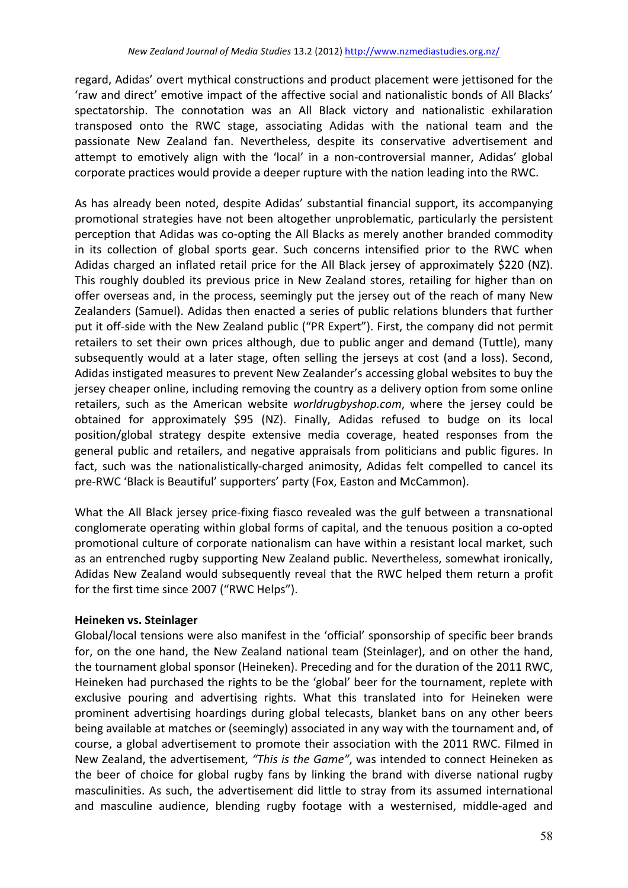regard, Adidas' overt mythical constructions and product placement were jettisoned for the 'raw and direct' emotive impact of the affective social and nationalistic bonds of All Blacks' spectatorship. The connotation was an All Black victory and nationalistic exhilaration transposed onto the RWC stage, associating Adidas with the national team and the passionate New Zealand fan. Nevertheless, despite its conservative advertisement and attempt to emotively align with the 'local' in a non-controversial manner, Adidas' global corporate practices would provide a deeper rupture with the nation leading into the RWC.

As has already been noted, despite Adidas' substantial financial support, its accompanying promotional strategies have not been altogether unproblematic, particularly the persistent perception that Adidas was co-opting the All Blacks as merely another branded commodity in its collection of global sports gear. Such concerns intensified prior to the RWC when Adidas charged an inflated retail price for the All Black jersey of approximately $220 (NZ). This roughly doubled its previous price in New Zealand stores, retailing for higher than on offer overseas and, in the process, seemingly put the jersey out of the reach of many New Zealanders (Samuel). Adidas then enacted a series of public relations blunders that further put it off-side with the New Zealand public ("PR Expert"). First, the company did not permit retailers to set their own prices although, due to public anger and demand (Tuttle), many subsequently would at a later stage, often selling the jerseys at cost (and a loss). Second, Adidas instigated measures to prevent New Zealander's accessing global websites to buy the jersey cheaper online, including removing the country as a delivery option from some online retailers, such as the American website *worldrugbyshop.com*, where the jersey could be obtained for approximately $95 (NZ). Finally, Adidas refused to budge on its local position/global strategy despite extensive media coverage, heated responses from the general public and retailers, and negative appraisals from politicians and public figures. In fact, such was the nationalistically-charged animosity, Adidas felt compelled to cancel its pre-RWC 'Black is Beautiful' supporters' party (Fox, Easton and McCammon).

What the All Black jersey price-fixing fiasco revealed was the gulf between a transnational conglomerate operating within global forms of capital, and the tenuous position a co-opted promotional culture of corporate nationalism can have within a resistant local market, such as an entrenched rugby supporting New Zealand public. Nevertheless, somewhat ironically, Adidas New Zealand would subsequently reveal that the RWC helped them return a profit for the first time since 2007 ("RWC Helps").

**Heineken vs. Steinlager**

Global/local tensions were also manifest in the 'official' sponsorship of specific beer brands for, on the one hand, the New Zealand national team (Steinlager), and on other the hand, the tournament global sponsor (Heineken). Preceding and for the duration of the 2011 RWC, Heineken had purchased the rights to be the 'global' beer for the tournament, replete with exclusive pouring and advertising rights. What this translated into for Heineken were prominent advertising hoardings during global telecasts, blanket bans on any other beers being available at matches or (seemingly) associated in any way with the tournament and, of course, a global advertisement to promote their association with the 2011 RWC. Filmed in New Zealand, the advertisement, *"This is the Game"*, was intended to connect Heineken as the beer of choice for global rugby fans by linking the brand with diverse national rugby masculinities. As such, the advertisement did little to stray from its assumed international and masculine audience, blending rugby footage with a westernised, middle-aged and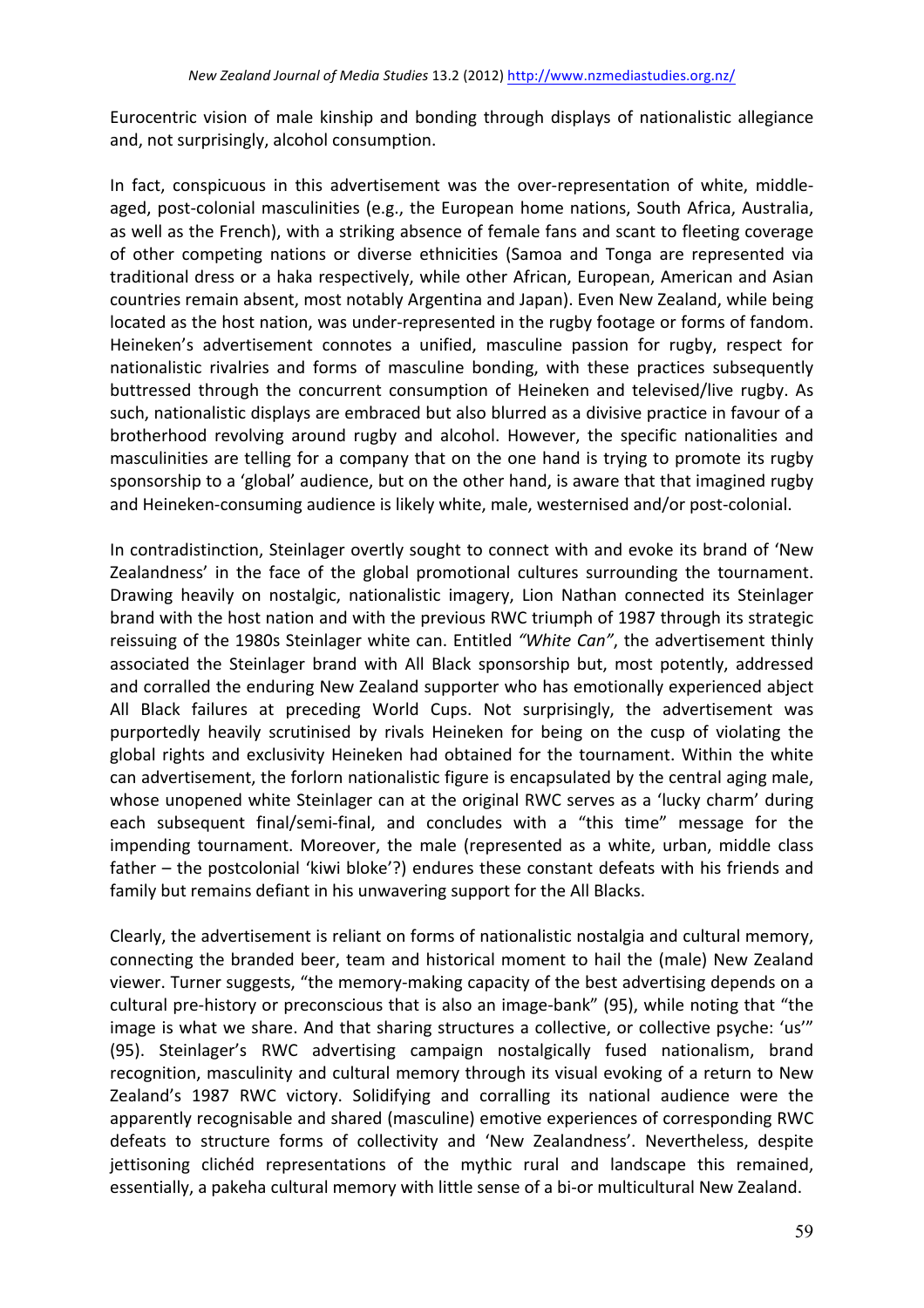Eurocentric vision of male kinship and bonding through displays of nationalistic allegiance and, not surprisingly, alcohol consumption.

In fact, conspicuous in this advertisement was the over-representation of white, middle-aged, post-colonial masculinities (e.g., the European home nations, South Africa, Australia, as well as the French), with a striking absence of female fans and scant to fleeting coverage of other competing nations or diverse ethnicities (Samoa and Tonga are represented via traditional dress or a haka respectively, while other African, European, American and Asian countries remain absent, most notably Argentina and Japan). Even New Zealand, while being located as the host nation, was under-represented in the rugby footage or forms of fandom. Heineken's advertisement connotes a unified, masculine passion for rugby, respect for nationalistic rivalries and forms of masculine bonding, with these practices subsequently buttressed through the concurrent consumption of Heineken and televised/live rugby. As such, nationalistic displays are embraced but also blurred as a divisive practice in favour of a brotherhood revolving around rugby and alcohol. However, the specific nationalities and masculinities are telling for a company that on the one hand is trying to promote its rugby sponsorship to a 'global' audience, but on the other hand, is aware that that imagined rugby and Heineken-consuming audience is likely white, male, westernised and/or post-colonial.

In contradistinction, Steinlager overtly sought to connect with and evoke its brand of 'New Zealandness' in the face of the global promotional cultures surrounding the tournament. Drawing heavily on nostalgic, nationalistic imagery, Lion Nathan connected its Steinlager brand with the host nation and with the previous RWC triumph of 1987 through its strategic reissuing of the 1980s Steinlager white can. Entitled *"White Can"*, the advertisement thinly associated the Steinlager brand with All Black sponsorship but, most potently, addressed and corralled the enduring New Zealand supporter who has emotionally experienced abject All Black failures at preceding World Cups. Not surprisingly, the advertisement was purportedly heavily scrutinised by rivals Heineken for being on the cusp of violating the global rights and exclusivity Heineken had obtained for the tournament. Within the white can advertisement, the forlorn nationalistic figure is encapsulated by the central aging male, whose unopened white Steinlager can at the original RWC serves as a 'lucky charm' during each subsequent final/semi-final, and concludes with a "this time" message for the impending tournament. Moreover, the male (represented as a white, urban, middle class father – the postcolonial 'kiwi bloke'?) endures these constant defeats with his friends and family but remains defiant in his unwavering support for the All Blacks.

Clearly, the advertisement is reliant on forms of nationalistic nostalgia and cultural memory, connecting the branded beer, team and historical moment to hail the (male) New Zealand viewer. Turner suggests, "the memory-making capacity of the best advertising depends on a cultural pre-history or preconscious that is also an image-bank" (95), while noting that "the image is what we share. And that sharing structures a collective, or collective psyche: 'us'" (95). Steinlager's RWC advertising campaign nostalgically fused nationalism, brand recognition, masculinity and cultural memory through its visual evoking of a return to New Zealand's 1987 RWC victory. Solidifying and corralling its national audience were the apparently recognisable and shared (masculine) emotive experiences of corresponding RWC defeats to structure forms of collectivity and 'New Zealandness'. Nevertheless, despite jettisoning clichéd representations of the mythic rural and landscape this remained, essentially, a pakeha cultural memory with little sense of a bi-or multicultural New Zealand.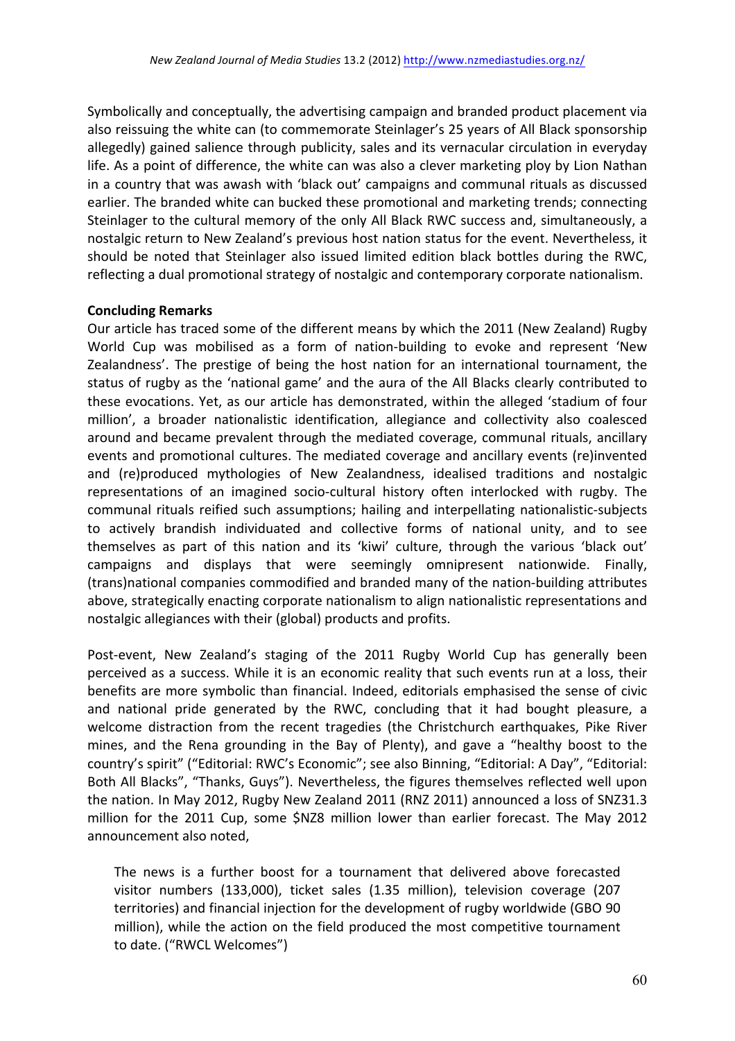Symbolically and conceptually, the advertising campaign and branded product placement via also reissuing the white can (to commemorate Steinlager's 25 years of All Black sponsorship allegedly) gained salience through publicity, sales and its vernacular circulation in everyday life. As a point of difference, the white can was also a clever marketing ploy by Lion Nathan in a country that was awash with 'black out' campaigns and communal rituals as discussed earlier. The branded white can bucked these promotional and marketing trends; connecting Steinlager to the cultural memory of the only All Black RWC success and, simultaneously, a nostalgic return to New Zealand's previous host nation status for the event. Nevertheless, it should be noted that Steinlager also issued limited edition black bottles during the RWC, reflecting a dual promotional strategy of nostalgic and contemporary corporate nationalism.

**Concluding Remarks**

Our article has traced some of the different means by which the 2011 (New Zealand) Rugby World Cup was mobilised as a form of nation-building to evoke and represent 'New Zealandness'. The prestige of being the host nation for an international tournament, the status of rugby as the 'national game' and the aura of the All Blacks clearly contributed to these evocations. Yet, as our article has demonstrated, within the alleged 'stadium of four million', a broader nationalistic identification, allegiance and collectivity also coalesced around and became prevalent through the mediated coverage, communal rituals, ancillary events and promotional cultures. The mediated coverage and ancillary events (re)invented and (re)produced mythologies of New Zealandness, idealised traditions and nostalgic representations of an imagined socio-cultural history often interlocked with rugby. The communal rituals reified such assumptions; hailing and interpellating nationalistic-subjects to actively brandish individuated and collective forms of national unity, and to see themselves as part of this nation and its 'kiwi' culture, through the various 'black out' campaigns and displays that were seemingly omnipresent nationwide. Finally, (trans)national companies commodified and branded many of the nation-building attributes above, strategically enacting corporate nationalism to align nationalistic representations and nostalgic allegiances with their (global) products and profits.

Post-event, New Zealand's staging of the 2011 Rugby World Cup has generally been perceived as a success. While it is an economic reality that such events run at a loss, their benefits are more symbolic than financial. Indeed, editorials emphasised the sense of civic and national pride generated by the RWC, concluding that it had bought pleasure, a welcome distraction from the recent tragedies (the Christchurch earthquakes, Pike River mines, and the Rena grounding in the Bay of Plenty), and gave a "healthy boost to the country's spirit" ("Editorial: RWC's Economic"; see also Binning, "Editorial: A Day", "Editorial: Both All Blacks", "Thanks, Guys"). Nevertheless, the figures themselves reflected well upon the nation. In May 2012, Rugby New Zealand 2011 (RNZ 2011) announced a loss of SNZ31.3 million for the 2011 Cup, some $NZ8 million lower than earlier forecast. The May 2012 announcement also noted,

> The news is a further boost for a tournament that delivered above forecasted visitor numbers (133,000), ticket sales (1.35 million), television coverage (207 territories) and financial injection for the development of rugby worldwide (GBO 90 million), while the action on the field produced the most competitive tournament to date. ("RWCL Welcomes")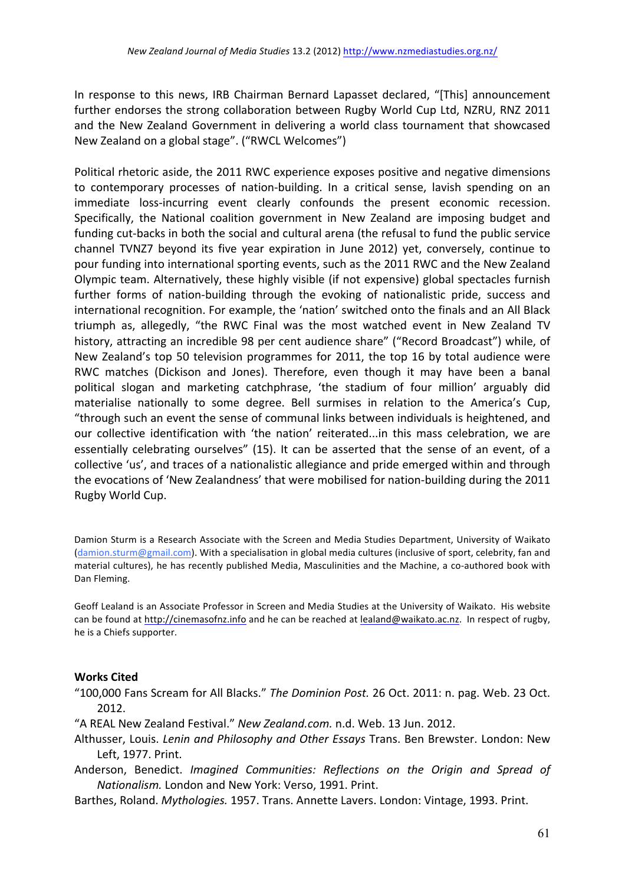In response to this news, IRB Chairman Bernard Lapasset declared, "[This] announcement further endorses the strong collaboration between Rugby World Cup Ltd, NZRU, RNZ 2011 and the New Zealand Government in delivering a world class tournament that showcased New Zealand on a global stage". ("RWCL Welcomes")

Political rhetoric aside, the 2011 RWC experience exposes positive and negative dimensions to contemporary processes of nation-building. In a critical sense, lavish spending on an immediate loss-incurring event clearly confounds the present economic recession. Specifically, the National coalition government in New Zealand are imposing budget and funding cut-backs in both the social and cultural arena (the refusal to fund the public service channel TVNZ7 beyond its five year expiration in June 2012) yet, conversely, continue to pour funding into international sporting events, such as the 2011 RWC and the New Zealand Olympic team. Alternatively, these highly visible (if not expensive) global spectacles furnish further forms of nation-building through the evoking of nationalistic pride, success and international recognition. For example, the 'nation' switched onto the finals and an All Black triumph as, allegedly, "the RWC Final was the most watched event in New Zealand TV history, attracting an incredible 98 per cent audience share" ("Record Broadcast") while, of New Zealand's top 50 television programmes for 2011, the top 16 by total audience were RWC matches (Dickison and Jones). Therefore, even though it may have been a banal political slogan and marketing catchphrase, 'the stadium of four million' arguably did materialise nationally to some degree. Bell surmises in relation to the America's Cup, "through such an event the sense of communal links between individuals is heightened, and our collective identification with 'the nation' reiterated...in this mass celebration, we are essentially celebrating ourselves" (15). It can be asserted that the sense of an event, of a collective 'us', and traces of a nationalistic allegiance and pride emerged within and through the evocations of 'New Zealandness' that were mobilised for nation-building during the 2011 Rugby World Cup.

Damion Sturm is a Research Associate with the Screen and Media Studies Department, University of Waikato (damion.sturm@gmail.com). With a specialisation in global media cultures (inclusive of sport, celebrity, fan and material cultures), he has recently published Media, Masculinities and the Machine, a co-authored book with Dan Fleming.

Geoff Lealand is an Associate Professor in Screen and Media Studies at the University of Waikato. His website can be found at http://cinemasofnz.info and he can be reached at lealand@waikato.ac.nz. In respect of rugby, he is a Chiefs supporter.

## Works Cited

"100,000 Fans Scream for All Blacks." *The Dominion Post.* 26 Oct. 2011: n. pag. Web. 23 Oct. 2012.

"A REAL New Zealand Festival." *New Zealand.com.* n.d. Web. 13 Jun. 2012.

Althusser, Louis. *Lenin and Philosophy and Other Essays* Trans. Ben Brewster. London: New Left, 1977. Print.

Anderson, Benedict. *Imagined Communities: Reflections on the Origin and Spread of Nationalism.* London and New York: Verso, 1991. Print.

Barthes, Roland. *Mythologies.* 1957. Trans. Annette Lavers. London: Vintage, 1993. Print.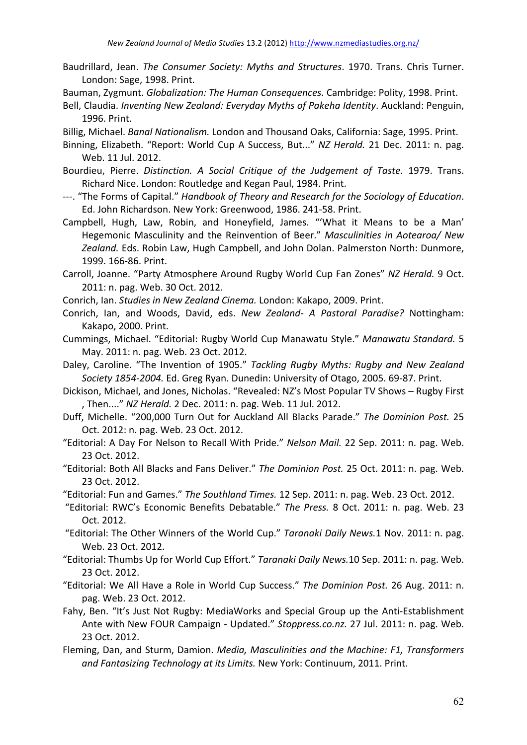Baudrillard, Jean. *The Consumer Society: Myths and Structures*. 1970. Trans. Chris Turner. London: Sage, 1998. Print.

Bauman, Zygmunt. *Globalization: The Human Consequences.* Cambridge: Polity, 1998. Print.

Bell, Claudia. *Inventing New Zealand: Everyday Myths of Pakeha Identity*. Auckland: Penguin, 1996. Print.

Billig, Michael. *Banal Nationalism.* London and Thousand Oaks, California: Sage, 1995. Print.

Binning, Elizabeth. "Report: World Cup A Success, But..." *NZ Herald.* 21 Dec. 2011: n. pag. Web. 11 Jul. 2012.

Bourdieu, Pierre. *Distinction. A Social Critique of the Judgement of Taste.* 1979. Trans. Richard Nice. London: Routledge and Kegan Paul, 1984. Print.

---. "The Forms of Capital." *Handbook of Theory and Research for the Sociology of Education*. Ed. John Richardson. New York: Greenwood, 1986. 241-58. Print.

Campbell, Hugh, Law, Robin, and Honeyfield, James. "'What it Means to be a Man' Hegemonic Masculinity and the Reinvention of Beer." *Masculinities in Aotearoa/ New Zealand.* Eds. Robin Law, Hugh Campbell, and John Dolan. Palmerston North: Dunmore, 1999. 166-86. Print.

Carroll, Joanne. "Party Atmosphere Around Rugby World Cup Fan Zones" *NZ Herald.* 9 Oct. 2011: n. pag. Web. 30 Oct. 2012.

Conrich, Ian. *Studies in New Zealand Cinema.* London: Kakapo, 2009. Print.

Conrich, Ian, and Woods, David, eds. *New Zealand- A Pastoral Paradise?* Nottingham: Kakapo, 2000. Print.

Cummings, Michael. "Editorial: Rugby World Cup Manawatu Style." *Manawatu Standard.* 5 May. 2011: n. pag. Web. 23 Oct. 2012.

Daley, Caroline. "The Invention of 1905." *Tackling Rugby Myths: Rugby and New Zealand Society 1854-2004.* Ed. Greg Ryan. Dunedin: University of Otago, 2005. 69-87. Print.

Dickison, Michael, and Jones, Nicholas. "Revealed: NZ's Most Popular TV Shows – Rugby First , Then...." *NZ Herald.* 2 Dec. 2011: n. pag. Web. 11 Jul. 2012.

Duff, Michelle. "200,000 Turn Out for Auckland All Blacks Parade." *The Dominion Post.* 25 Oct. 2012: n. pag. Web. 23 Oct. 2012.

"Editorial: A Day For Nelson to Recall With Pride." *Nelson Mail.* 22 Sep. 2011: n. pag. Web. 23 Oct. 2012.

"Editorial: Both All Blacks and Fans Deliver." *The Dominion Post.* 25 Oct. 2011: n. pag. Web. 23 Oct. 2012.

"Editorial: Fun and Games." *The Southland Times.* 12 Sep. 2011: n. pag. Web. 23 Oct. 2012.

"Editorial: RWC's Economic Benefits Debatable." *The Press.* 8 Oct. 2011: n. pag. Web. 23 Oct. 2012.

"Editorial: The Other Winners of the World Cup." *Taranaki Daily News.* 1 Nov. 2011: n. pag. Web. 23 Oct. 2012.

"Editorial: Thumbs Up for World Cup Effort." *Taranaki Daily News.* 10 Sep. 2011: n. pag. Web. 23 Oct. 2012.

"Editorial: We All Have a Role in World Cup Success." *The Dominion Post.* 26 Aug. 2011: n. pag. Web. 23 Oct. 2012.

Fahy, Ben. "It's Just Not Rugby: MediaWorks and Special Group up the Anti-Establishment Ante with New FOUR Campaign - Updated." *Stoppress.co.nz.* 27 Jul. 2011: n. pag. Web. 23 Oct. 2012.

Fleming, Dan, and Sturm, Damion. *Media, Masculinities and the Machine: F1, Transformers and Fantasizing Technology at its Limits.* New York: Continuum, 2011. Print.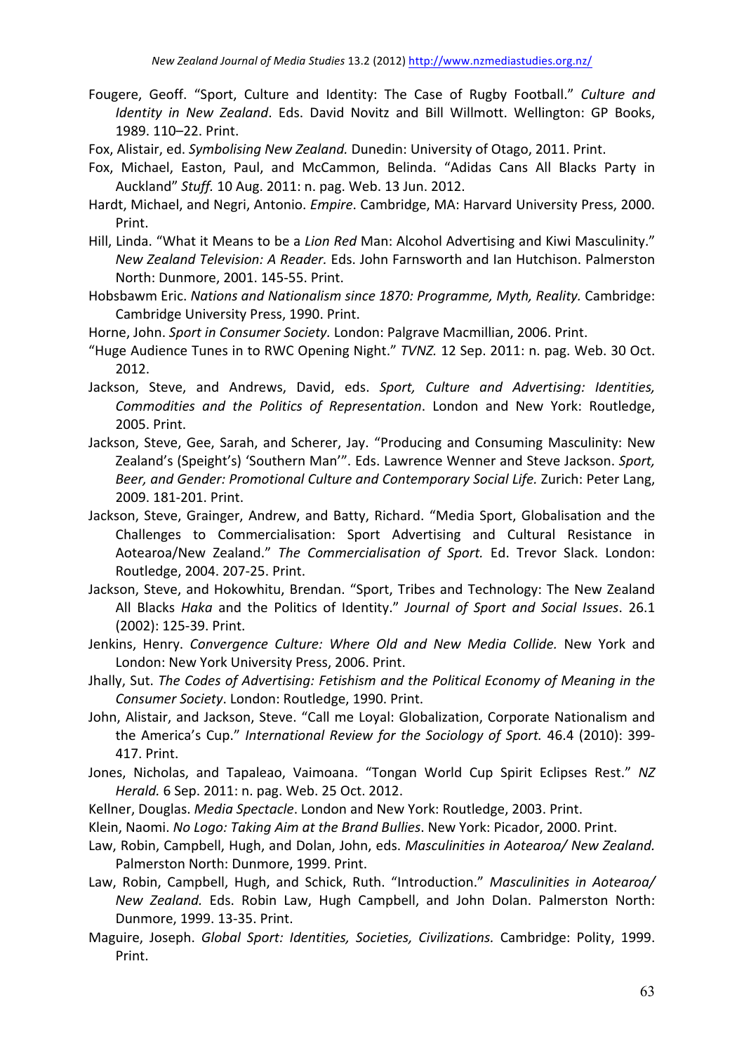Fougere, Geoff. "Sport, Culture and Identity: The Case of Rugby Football." *Culture and Identity in New Zealand*. Eds. David Novitz and Bill Willmott. Wellington: GP Books, 1989. 110–22. Print.

Fox, Alistair, ed. *Symbolising New Zealand.* Dunedin: University of Otago, 2011. Print.

Fox, Michael, Easton, Paul, and McCammon, Belinda. "Adidas Cans All Blacks Party in Auckland" *Stuff.* 10 Aug. 2011: n. pag. Web. 13 Jun. 2012.

Hardt, Michael, and Negri, Antonio. *Empire*. Cambridge, MA: Harvard University Press, 2000. Print.

Hill, Linda. "What it Means to be a *Lion Red* Man: Alcohol Advertising and Kiwi Masculinity." *New Zealand Television: A Reader.* Eds. John Farnsworth and Ian Hutchison. Palmerston North: Dunmore, 2001. 145-55. Print.

Hobsbawm Eric. *Nations and Nationalism since 1870: Programme, Myth, Reality.* Cambridge: Cambridge University Press, 1990. Print.

Horne, John. *Sport in Consumer Society.* London: Palgrave Macmillian, 2006. Print.

"Huge Audience Tunes in to RWC Opening Night." *TVNZ.* 12 Sep. 2011: n. pag. Web. 30 Oct. 2012.

Jackson, Steve, and Andrews, David, eds. *Sport, Culture and Advertising: Identities, Commodities and the Politics of Representation*. London and New York: Routledge, 2005. Print.

Jackson, Steve, Gee, Sarah, and Scherer, Jay. "Producing and Consuming Masculinity: New Zealand's (Speight's) 'Southern Man'". Eds. Lawrence Wenner and Steve Jackson. *Sport, Beer, and Gender: Promotional Culture and Contemporary Social Life.* Zurich: Peter Lang, 2009. 181-201. Print.

Jackson, Steve, Grainger, Andrew, and Batty, Richard. "Media Sport, Globalisation and the Challenges to Commercialisation: Sport Advertising and Cultural Resistance in Aotearoa/New Zealand." *The Commercialisation of Sport.* Ed. Trevor Slack. London: Routledge, 2004. 207-25. Print.

Jackson, Steve, and Hokowhitu, Brendan. "Sport, Tribes and Technology: The New Zealand All Blacks *Haka* and the Politics of Identity." *Journal of Sport and Social Issues*. 26.1 (2002): 125-39. Print.

Jenkins, Henry. *Convergence Culture: Where Old and New Media Collide.* New York and London: New York University Press, 2006. Print.

Jhally, Sut. *The Codes of Advertising: Fetishism and the Political Economy of Meaning in the Consumer Society*. London: Routledge, 1990. Print.

John, Alistair, and Jackson, Steve. "Call me Loyal: Globalization, Corporate Nationalism and the America's Cup." *International Review for the Sociology of Sport.* 46.4 (2010): 399-417. Print.

Jones, Nicholas, and Tapaleao, Vaimoana. "Tongan World Cup Spirit Eclipses Rest." *NZ Herald.* 6 Sep. 2011: n. pag. Web. 25 Oct. 2012.

Kellner, Douglas. *Media Spectacle*. London and New York: Routledge, 2003. Print.

Klein, Naomi. *No Logo: Taking Aim at the Brand Bullies*. New York: Picador, 2000. Print.

Law, Robin, Campbell, Hugh, and Dolan, John, eds. *Masculinities in Aotearoa/ New Zealand.* Palmerston North: Dunmore, 1999. Print.

Law, Robin, Campbell, Hugh, and Schick, Ruth. "Introduction." *Masculinities in Aotearoa/ New Zealand.* Eds. Robin Law, Hugh Campbell, and John Dolan. Palmerston North: Dunmore, 1999. 13-35. Print.

Maguire, Joseph. *Global Sport: Identities, Societies, Civilizations.* Cambridge: Polity, 1999. Print.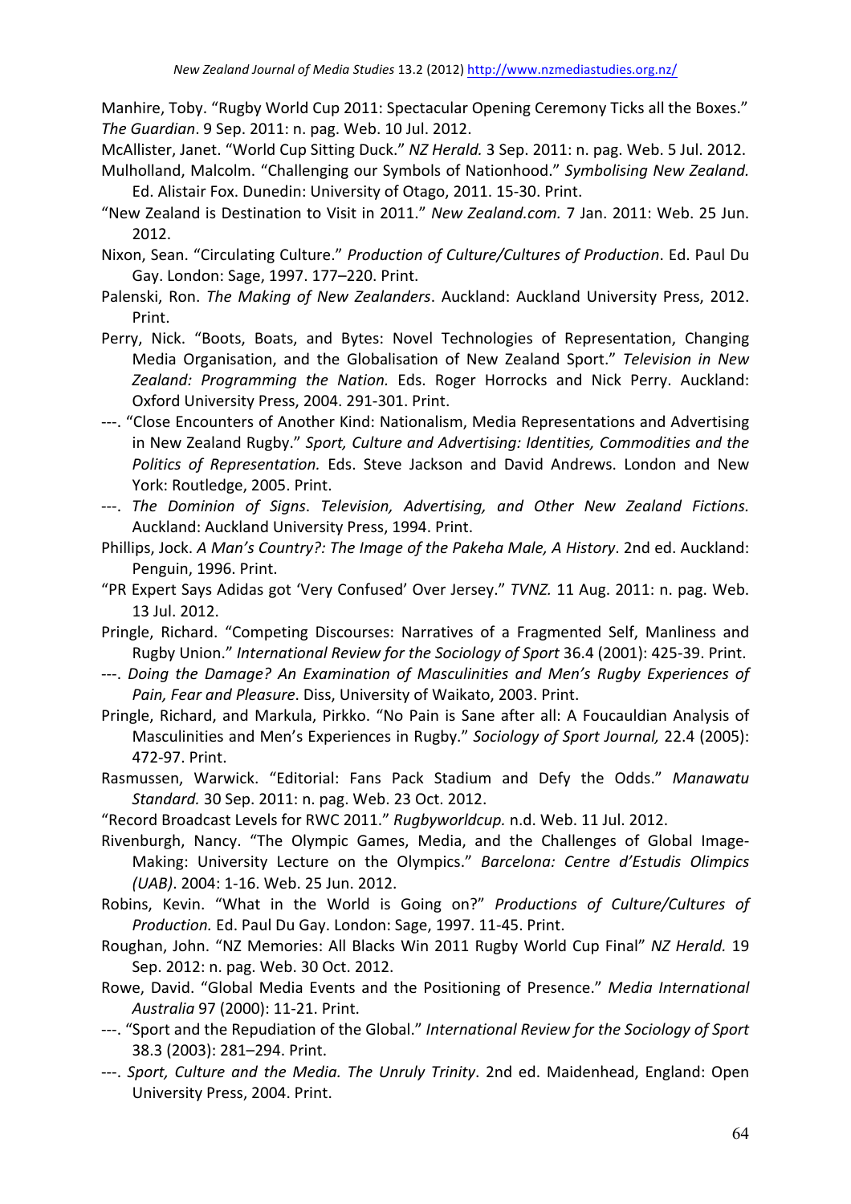Manhire, Toby. “Rugby World Cup 2011: Spectacular Opening Ceremony Ticks all the Boxes.” *The Guardian*. 9 Sep. 2011: n. pag. Web. 10 Jul. 2012.

McAllister, Janet. “World Cup Sitting Duck.” *NZ Herald.* 3 Sep. 2011: n. pag. Web. 5 Jul. 2012.

Mulholland, Malcolm. “Challenging our Symbols of Nationhood.” *Symbolising New Zealand.* Ed. Alistair Fox. Dunedin: University of Otago, 2011. 15-30. Print.

“New Zealand is Destination to Visit in 2011.” *New Zealand.com.* 7 Jan. 2011: Web. 25 Jun. 2012.

Nixon, Sean. “Circulating Culture.” *Production of Culture/Cultures of Production*. Ed. Paul Du Gay. London: Sage, 1997. 177–220. Print.

Palenski, Ron. *The Making of New Zealanders*. Auckland: Auckland University Press, 2012. Print.

Perry, Nick. “Boots, Boats, and Bytes: Novel Technologies of Representation, Changing Media Organisation, and the Globalisation of New Zealand Sport.” *Television in New Zealand: Programming the Nation.* Eds. Roger Horrocks and Nick Perry. Auckland: Oxford University Press, 2004. 291-301. Print.

---. “Close Encounters of Another Kind: Nationalism, Media Representations and Advertising in New Zealand Rugby.” *Sport, Culture and Advertising: Identities, Commodities and the Politics of Representation.* Eds. Steve Jackson and David Andrews. London and New York: Routledge, 2005. Print.

---. *The Dominion of Signs*. *Television, Advertising, and Other New Zealand Fictions.* Auckland: Auckland University Press, 1994. Print.

Phillips, Jock. *A Man’s Country?: The Image of the Pakeha Male, A History*. 2nd ed. Auckland: Penguin, 1996. Print.

“PR Expert Says Adidas got ‘Very Confused’ Over Jersey.” *TVNZ.* 11 Aug. 2011: n. pag. Web. 13 Jul. 2012.

Pringle, Richard. “Competing Discourses: Narratives of a Fragmented Self, Manliness and Rugby Union.” *International Review for the Sociology of Sport* 36.4 (2001): 425-39. Print.

---. *Doing the Damage? An Examination of Masculinities and Men’s Rugby Experiences of Pain, Fear and Pleasure*. Diss, University of Waikato, 2003. Print.

Pringle, Richard, and Markula, Pirkko. “No Pain is Sane after all: A Foucauldian Analysis of Masculinities and Men’s Experiences in Rugby.” *Sociology of Sport Journal,* 22.4 (2005): 472-97. Print.

Rasmussen, Warwick. “Editorial: Fans Pack Stadium and Defy the Odds.” *Manawatu Standard.* 30 Sep. 2011: n. pag. Web. 23 Oct. 2012.

“Record Broadcast Levels for RWC 2011.” *Rugbyworldcup.* n.d. Web. 11 Jul. 2012.

Rivenburgh, Nancy. “The Olympic Games, Media, and the Challenges of Global Image-Making: University Lecture on the Olympics.” *Barcelona: Centre d’Estudis Olimpics (UAB)*. 2004: 1-16. Web. 25 Jun. 2012.

Robins, Kevin. “What in the World is Going on?” *Productions of Culture/Cultures of Production.* Ed. Paul Du Gay. London: Sage, 1997. 11-45. Print.

Roughan, John. “NZ Memories: All Blacks Win 2011 Rugby World Cup Final” *NZ Herald.* 19 Sep. 2012: n. pag. Web. 30 Oct. 2012.

Rowe, David. “Global Media Events and the Positioning of Presence.” *Media International Australia* 97 (2000): 11-21. Print.

---. “Sport and the Repudiation of the Global.” *International Review for the Sociology of Sport* 38.3 (2003): 281–294. Print.

---. *Sport, Culture and the Media. The Unruly Trinity*. 2nd ed. Maidenhead, England: Open University Press, 2004. Print.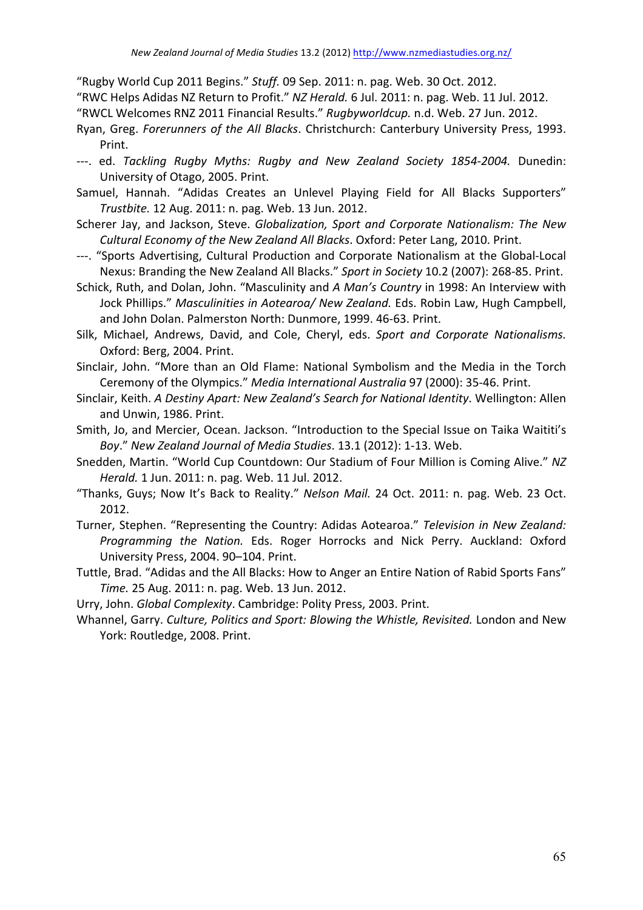"Rugby World Cup 2011 Begins." *Stuff.* 09 Sep. 2011: n. pag. Web. 30 Oct. 2012.

"RWC Helps Adidas NZ Return to Profit." *NZ Herald.* 6 Jul. 2011: n. pag. Web. 11 Jul. 2012.

"RWCL Welcomes RNZ 2011 Financial Results." *Rugbyworldcup.* n.d. Web. 27 Jun. 2012.

Ryan, Greg. *Forerunners of the All Blacks*. Christchurch: Canterbury University Press, 1993. Print.

---. ed. *Tackling Rugby Myths: Rugby and New Zealand Society 1854-2004.* Dunedin: University of Otago, 2005. Print.

Samuel, Hannah. "Adidas Creates an Unlevel Playing Field for All Blacks Supporters" *Trustbite.* 12 Aug. 2011: n. pag. Web. 13 Jun. 2012.

Scherer Jay, and Jackson, Steve. *Globalization, Sport and Corporate Nationalism: The New Cultural Economy of the New Zealand All Blacks*. Oxford: Peter Lang, 2010. Print.

---. "Sports Advertising, Cultural Production and Corporate Nationalism at the Global-Local Nexus: Branding the New Zealand All Blacks." *Sport in Society* 10.2 (2007): 268-85. Print.

Schick, Ruth, and Dolan, John. "Masculinity and *A Man's Country* in 1998: An Interview with Jock Phillips." *Masculinities in Aotearoa/ New Zealand.* Eds. Robin Law, Hugh Campbell, and John Dolan. Palmerston North: Dunmore, 1999. 46-63. Print.

Silk, Michael, Andrews, David, and Cole, Cheryl, eds. *Sport and Corporate Nationalisms.* Oxford: Berg, 2004. Print.

Sinclair, John. "More than an Old Flame: National Symbolism and the Media in the Torch Ceremony of the Olympics." *Media International Australia* 97 (2000): 35-46. Print.

Sinclair, Keith. *A Destiny Apart: New Zealand's Search for National Identity*. Wellington: Allen and Unwin, 1986. Print.

Smith, Jo, and Mercier, Ocean. Jackson. "Introduction to the Special Issue on Taika Waititi's *Boy*." *New Zealand Journal of Media Studies*. 13.1 (2012): 1-13. Web.

Snedden, Martin. "World Cup Countdown: Our Stadium of Four Million is Coming Alive." *NZ Herald.* 1 Jun. 2011: n. pag. Web. 11 Jul. 2012.

"Thanks, Guys; Now It's Back to Reality." *Nelson Mail.* 24 Oct. 2011: n. pag. Web. 23 Oct. 2012.

Turner, Stephen. "Representing the Country: Adidas Aotearoa." *Television in New Zealand: Programming the Nation.* Eds. Roger Horrocks and Nick Perry. Auckland: Oxford University Press, 2004. 90–104. Print.

Tuttle, Brad. "Adidas and the All Blacks: How to Anger an Entire Nation of Rabid Sports Fans" *Time.* 25 Aug. 2011: n. pag. Web. 13 Jun. 2012.

Urry, John. *Global Complexity*. Cambridge: Polity Press, 2003. Print.

Whannel, Garry. *Culture, Politics and Sport: Blowing the Whistle, Revisited.* London and New York: Routledge, 2008. Print.